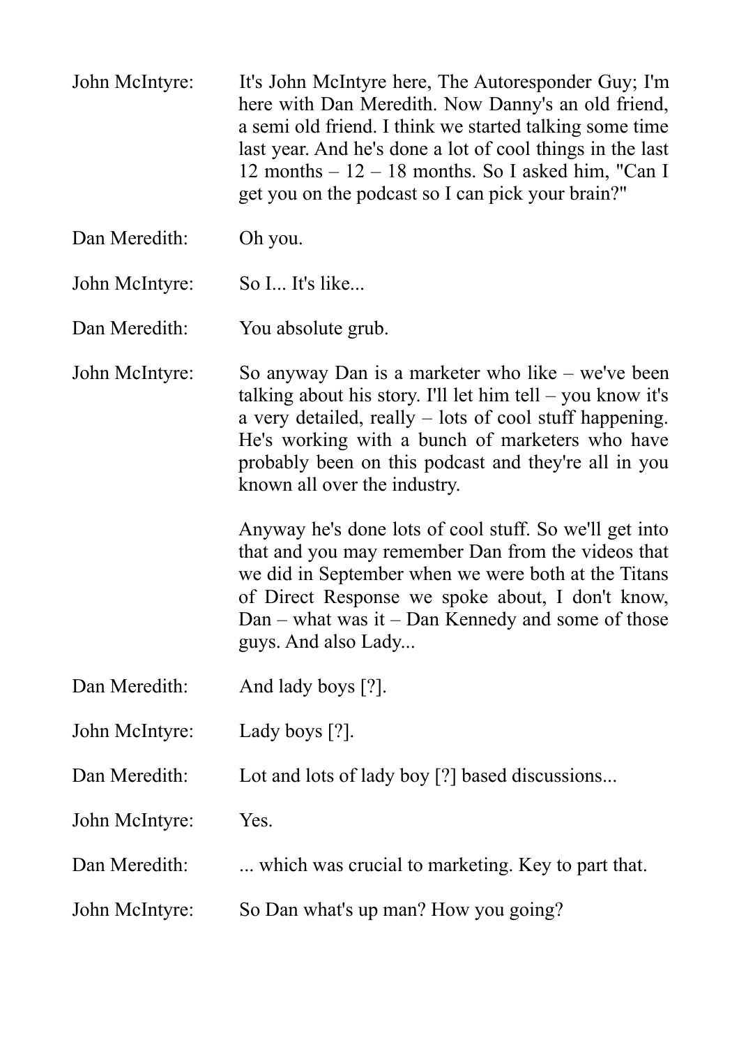John McIntyre: It's John McIntyre here, The Autoresponder Guy; I'm here with Dan Meredith. Now Danny's an old friend, a semi old friend. I think we started talking some time last year. And he's done a lot of cool things in the last 12 months – 12 – 18 months. So I asked him, "Can I get you on the podcast so I can pick your brain?"

Dan Meredith: Oh you.

John McIntyre: So I... It's like...

Dan Meredith: You absolute grub.

John McIntyre: So anyway Dan is a marketer who like – we've been talking about his story. I'll let him tell – you know it's a very detailed, really – lots of cool stuff happening. He's working with a bunch of marketers who have probably been on this podcast and they're all in you known all over the industry.

Anyway he's done lots of cool stuff. So we'll get into that and you may remember Dan from the videos that we did in September when we were both at the Titans of Direct Response we spoke about, I don't know, Dan – what was it – Dan Kennedy and some of those guys. And also Lady...

Dan Meredith: And lady boys [?].

John McIntyre: Lady boys [?].

Dan Meredith: Lot and lots of lady boy [?] based discussions...

John McIntyre: Yes.

Dan Meredith: ... which was crucial to marketing. Key to part that.

John McIntyre: So Dan what's up man? How you going?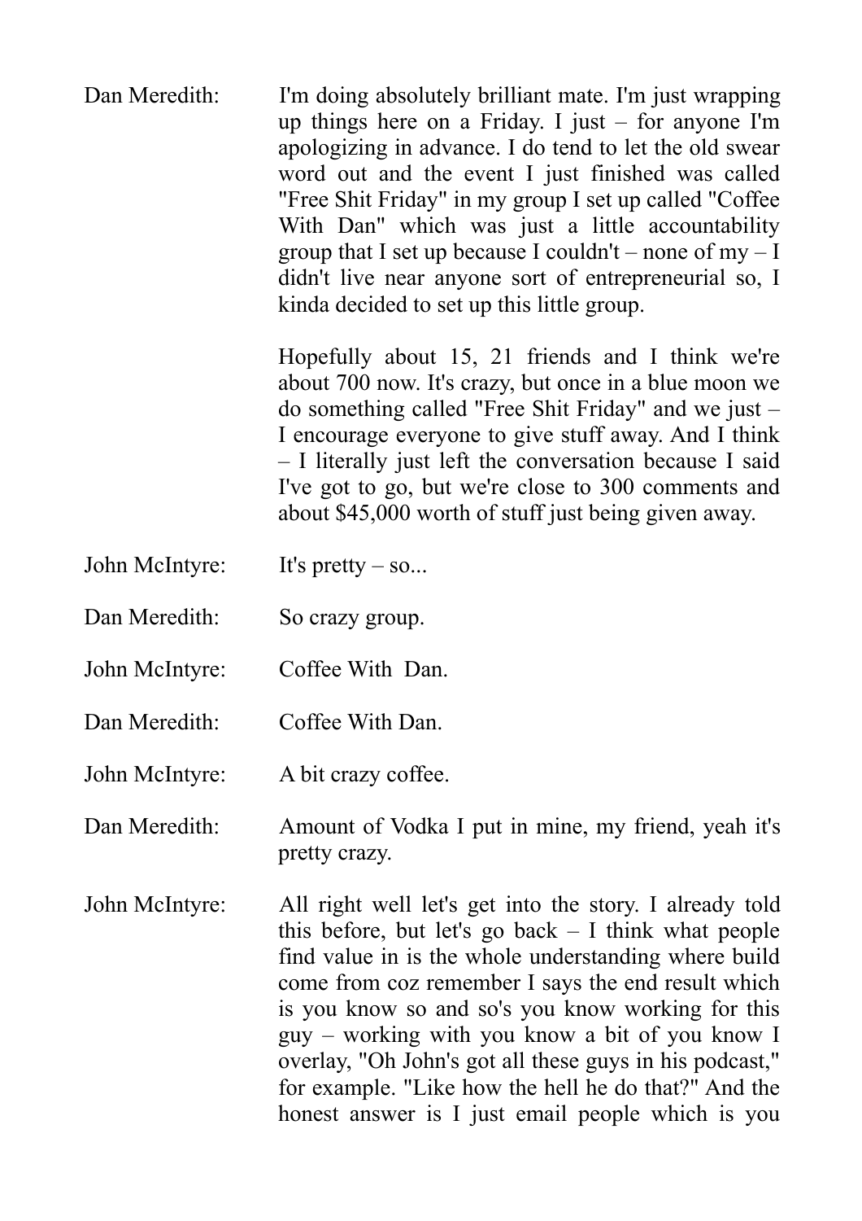Dan Meredith: I'm doing absolutely brilliant mate. I'm just wrapping up things here on a Friday. I just – for anyone I'm apologizing in advance. I do tend to let the old swear word out and the event I just finished was called "Free Shit Friday" in my group I set up called "Coffee With Dan" which was just a little accountability group that I set up because I couldn't – none of my – I didn't live near anyone sort of entrepreneurial so, I kinda decided to set up this little group.

Hopefully about 15, 21 friends and I think we're about 700 now. It's crazy, but once in a blue moon we do something called "Free Shit Friday" and we just – I encourage everyone to give stuff away. And I think – I literally just left the conversation because I said I've got to go, but we're close to 300 comments and about $45,000 worth of stuff just being given away.

John McIntyre: It's pretty – so...

Dan Meredith: So crazy group.

John McIntyre: Coffee With Dan.

Dan Meredith: Coffee With Dan.

John McIntyre: A bit crazy coffee.

Dan Meredith: Amount of Vodka I put in mine, my friend, yeah it's pretty crazy.

John McIntyre: All right well let's get into the story. I already told this before, but let's go back – I think what people find value in is the whole understanding where build come from coz remember I says the end result which is you know so and so's you know working for this guy – working with you know a bit of you know I overlay, "Oh John's got all these guys in his podcast," for example. "Like how the hell he do that?" And the honest answer is I just email people which is you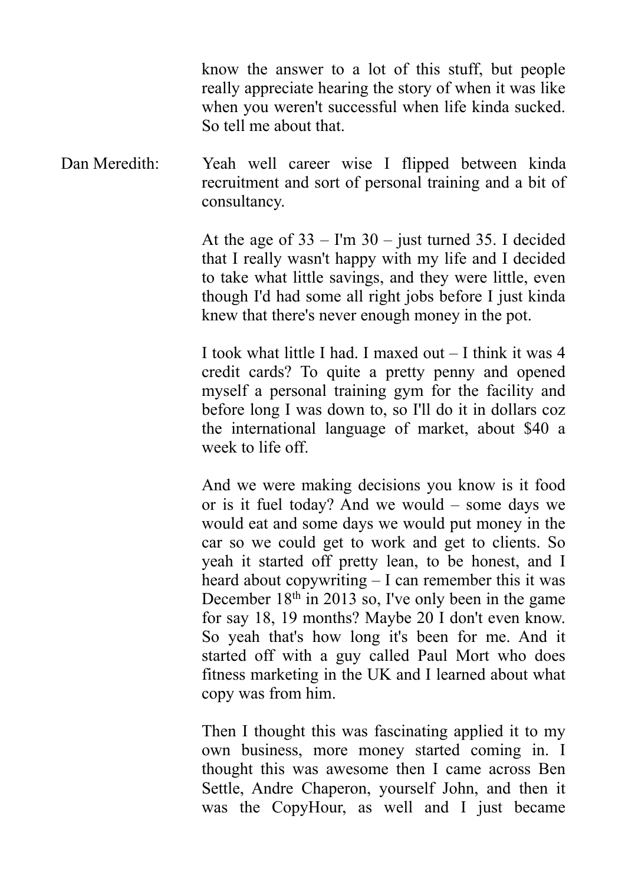know the answer to a lot of this stuff, but people really appreciate hearing the story of when it was like when you weren't successful when life kinda sucked. So tell me about that.

Dan Meredith: Yeah well career wise I flipped between kinda recruitment and sort of personal training and a bit of consultancy.

At the age of 33 – I'm 30 – just turned 35. I decided that I really wasn't happy with my life and I decided to take what little savings, and they were little, even though I'd had some all right jobs before I just kinda knew that there's never enough money in the pot.

I took what little I had. I maxed out – I think it was 4 credit cards? To quite a pretty penny and opened myself a personal training gym for the facility and before long I was down to, so I'll do it in dollars coz the international language of market, about $40 a week to life off.

And we were making decisions you know is it food or is it fuel today? And we would – some days we would eat and some days we would put money in the car so we could get to work and get to clients. So yeah it started off pretty lean, to be honest, and I heard about copywriting – I can remember this it was December 18th in 2013 so, I've only been in the game for say 18, 19 months? Maybe 20 I don't even know. So yeah that's how long it's been for me. And it started off with a guy called Paul Mort who does fitness marketing in the UK and I learned about what copy was from him.

Then I thought this was fascinating applied it to my own business, more money started coming in. I thought this was awesome then I came across Ben Settle, Andre Chaperon, yourself John, and then it was the CopyHour, as well and I just became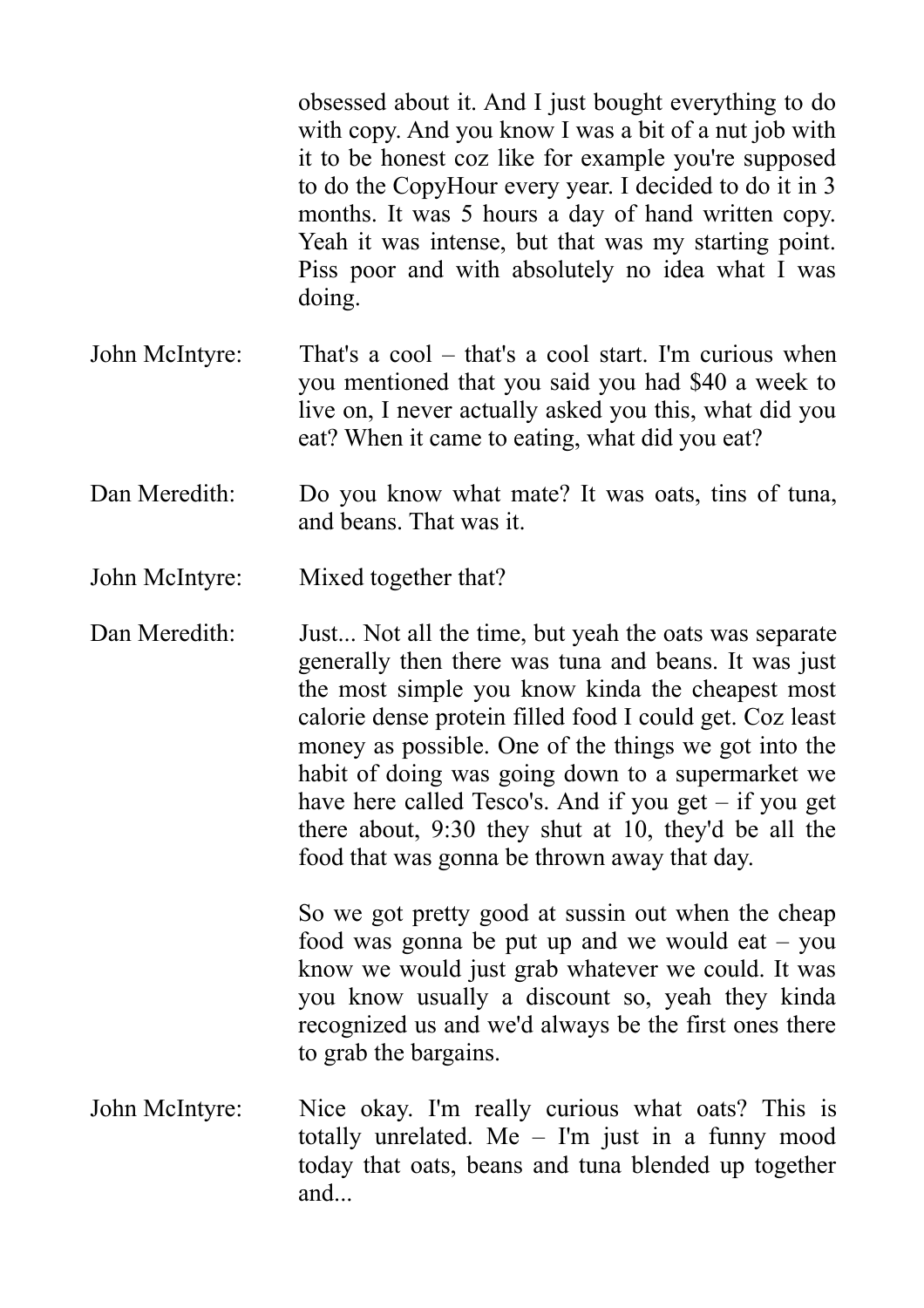obsessed about it. And I just bought everything to do with copy. And you know I was a bit of a nut job with it to be honest coz like for example you're supposed to do the CopyHour every year. I decided to do it in 3 months. It was 5 hours a day of hand written copy. Yeah it was intense, but that was my starting point. Piss poor and with absolutely no idea what I was doing.

John McIntyre: That's a cool – that's a cool start. I'm curious when you mentioned that you said you had $40 a week to live on, I never actually asked you this, what did you eat? When it came to eating, what did you eat?

Dan Meredith: Do you know what mate? It was oats, tins of tuna, and beans. That was it.

John McIntyre: Mixed together that?

Dan Meredith: Just... Not all the time, but yeah the oats was separate generally then there was tuna and beans. It was just the most simple you know kinda the cheapest most calorie dense protein filled food I could get. Coz least money as possible. One of the things we got into the habit of doing was going down to a supermarket we have here called Tesco's. And if you get – if you get there about, 9:30 they shut at 10, they'd be all the food that was gonna be thrown away that day.

So we got pretty good at sussin out when the cheap food was gonna be put up and we would eat – you know we would just grab whatever we could. It was you know usually a discount so, yeah they kinda recognized us and we'd always be the first ones there to grab the bargains.

John McIntyre: Nice okay. I'm really curious what oats? This is totally unrelated. Me – I'm just in a funny mood today that oats, beans and tuna blended up together and...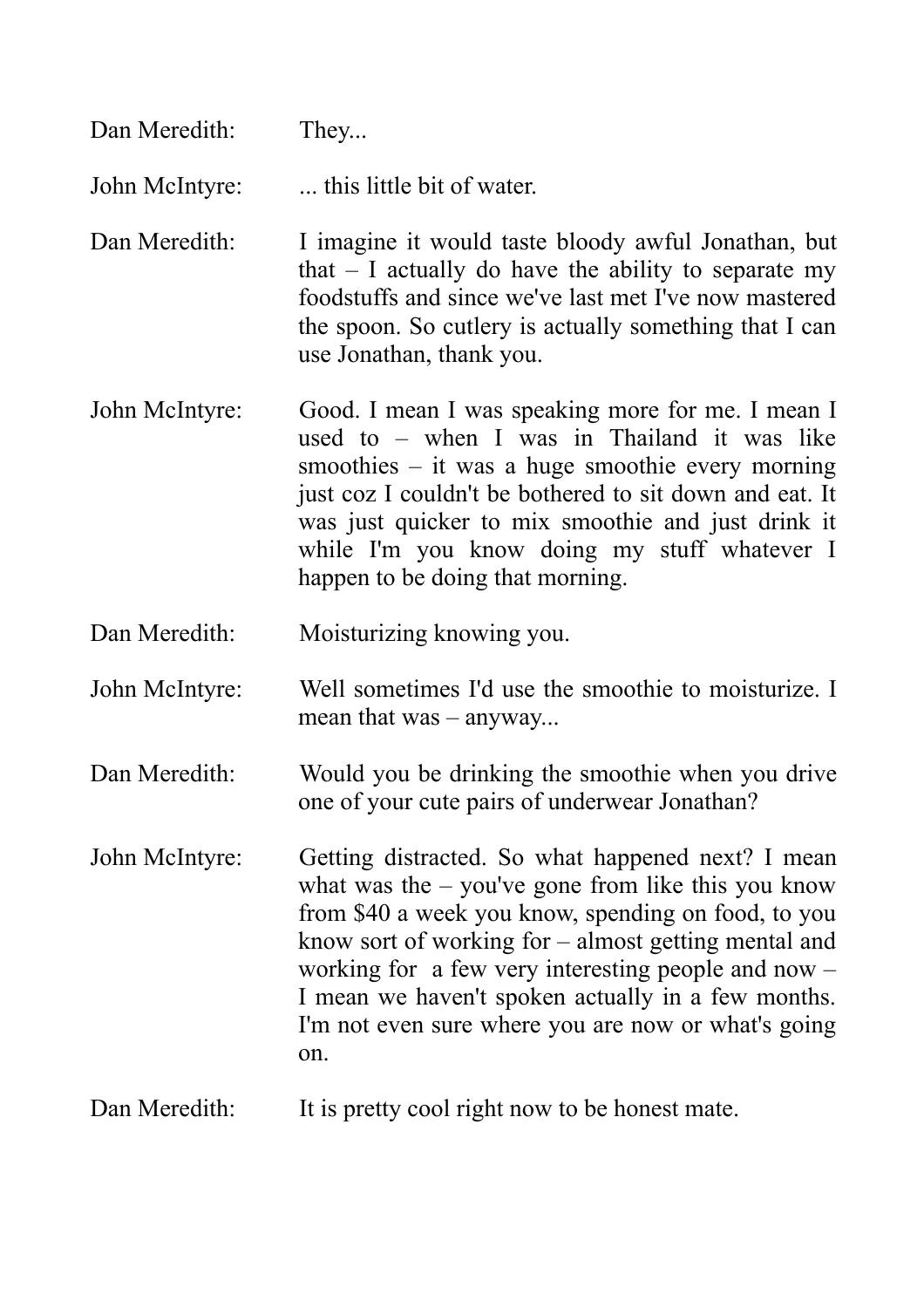Dan Meredith: They...

John McIntyre: ... this little bit of water.

Dan Meredith: I imagine it would taste bloody awful Jonathan, but that – I actually do have the ability to separate my foodstuffs and since we've last met I've now mastered the spoon. So cutlery is actually something that I can use Jonathan, thank you.

John McIntyre: Good. I mean I was speaking more for me. I mean I used to – when I was in Thailand it was like smoothies – it was a huge smoothie every morning just coz I couldn't be bothered to sit down and eat. It was just quicker to mix smoothie and just drink it while I'm you know doing my stuff whatever I happen to be doing that morning.

Dan Meredith: Moisturizing knowing you.

John McIntyre: Well sometimes I'd use the smoothie to moisturize. I mean that was – anyway...

Dan Meredith: Would you be drinking the smoothie when you drive one of your cute pairs of underwear Jonathan?

John McIntyre: Getting distracted. So what happened next? I mean what was the – you've gone from like this you know from $40 a week you know, spending on food, to you know sort of working for – almost getting mental and working for a few very interesting people and now – I mean we haven't spoken actually in a few months. I'm not even sure where you are now or what's going on.

Dan Meredith: It is pretty cool right now to be honest mate.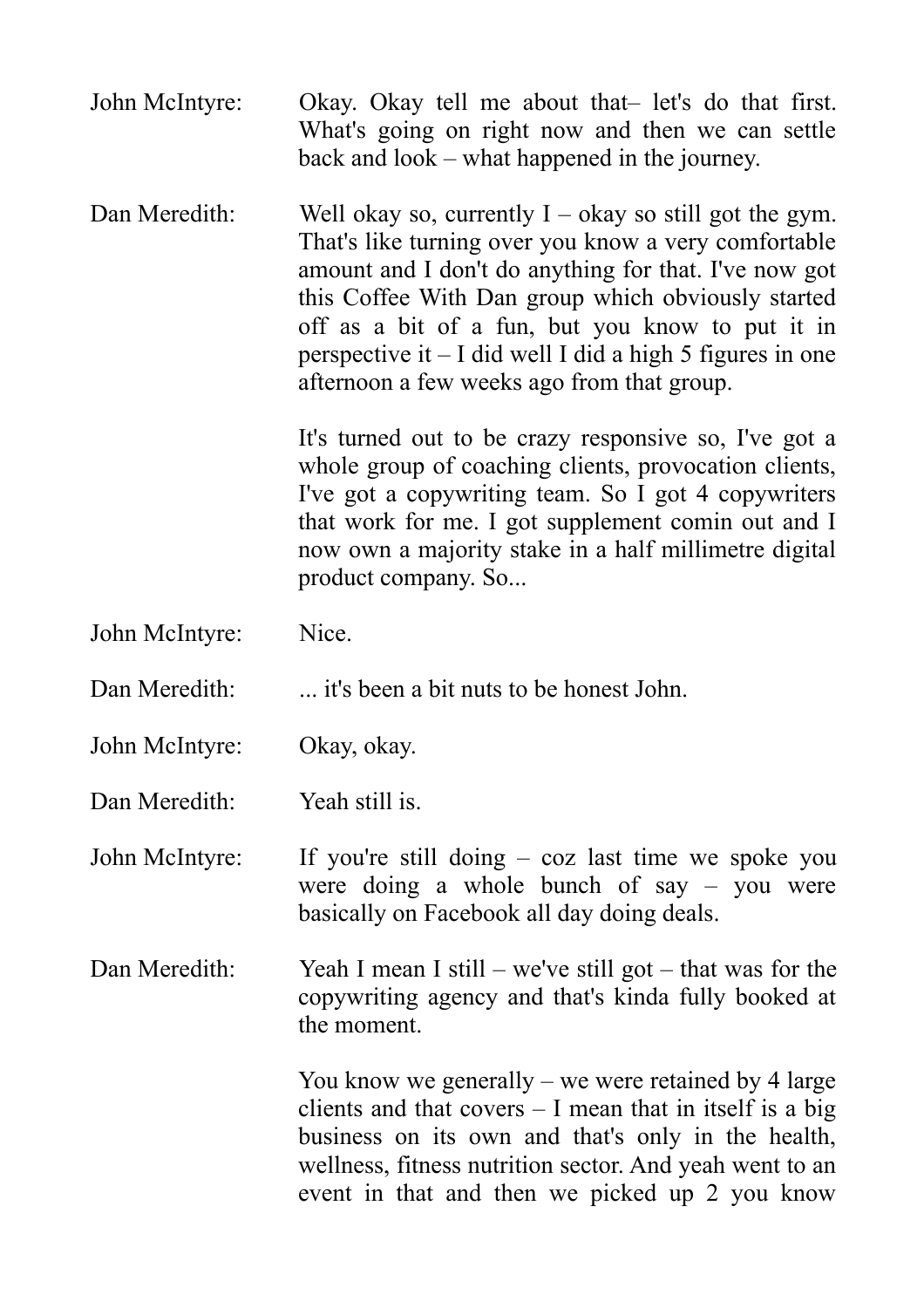John McIntyre: Okay. Okay tell me about that– let's do that first. What's going on right now and then we can settle back and look – what happened in the journey.

Dan Meredith: Well okay so, currently I – okay so still got the gym. That's like turning over you know a very comfortable amount and I don't do anything for that. I've now got this Coffee With Dan group which obviously started off as a bit of a fun, but you know to put it in perspective it – I did well I did a high 5 figures in one afternoon a few weeks ago from that group.

It's turned out to be crazy responsive so, I've got a whole group of coaching clients, provocation clients, I've got a copywriting team. So I got 4 copywriters that work for me. I got supplement comin out and I now own a majority stake in a half millimetre digital product company. So...

John McIntyre: Nice.

Dan Meredith: ... it's been a bit nuts to be honest John.

John McIntyre: Okay, okay.

Dan Meredith: Yeah still is.

John McIntyre: If you're still doing – coz last time we spoke you were doing a whole bunch of say – you were basically on Facebook all day doing deals.

Dan Meredith: Yeah I mean I still – we've still got – that was for the copywriting agency and that's kinda fully booked at the moment.

You know we generally – we were retained by 4 large clients and that covers – I mean that in itself is a big business on its own and that's only in the health, wellness, fitness nutrition sector. And yeah went to an event in that and then we picked up 2 you know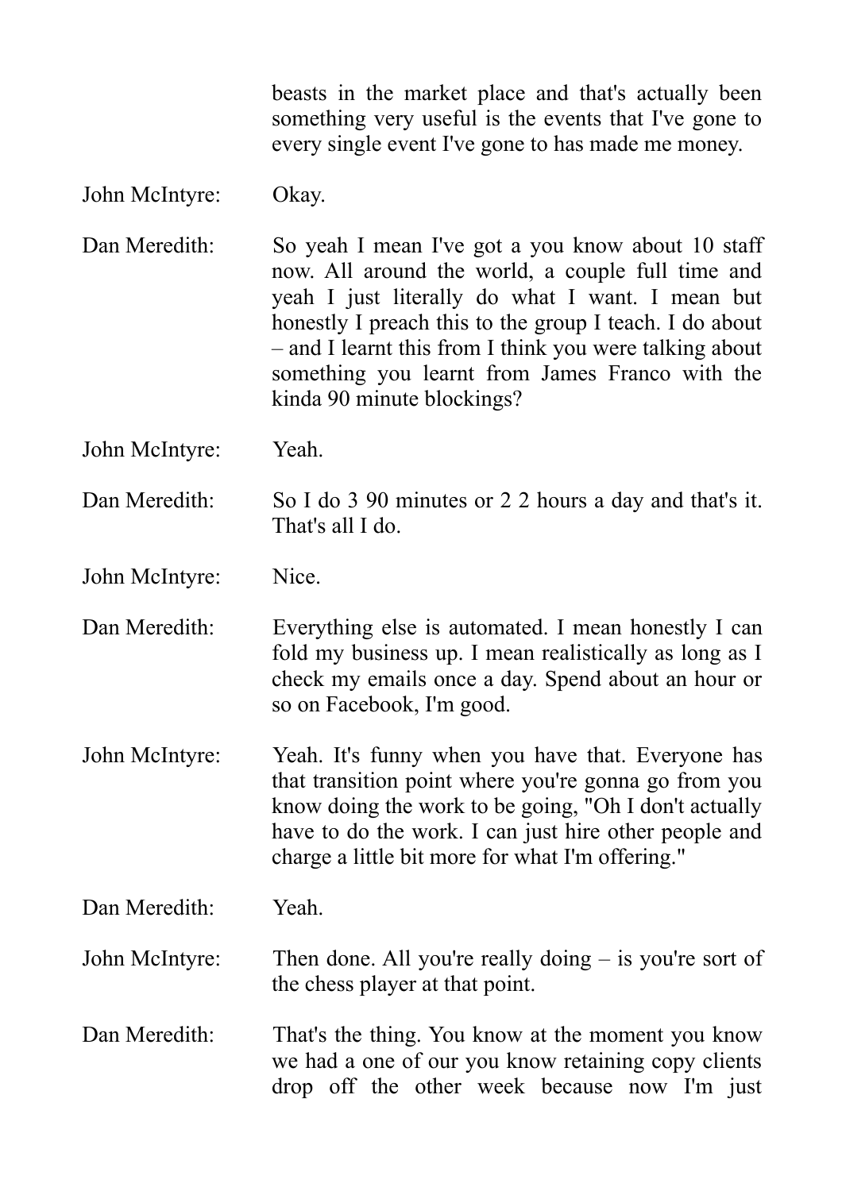beasts in the market place and that's actually been something very useful is the events that I've gone to every single event I've gone to has made me money.

John McIntyre: Okay.

Dan Meredith: So yeah I mean I've got a you know about 10 staff now. All around the world, a couple full time and yeah I just literally do what I want. I mean but honestly I preach this to the group I teach. I do about – and I learnt this from I think you were talking about something you learnt from James Franco with the kinda 90 minute blockings?

John McIntyre: Yeah.

Dan Meredith: So I do 3 90 minutes or 2 2 hours a day and that's it. That's all I do.

John McIntyre: Nice.

Dan Meredith: Everything else is automated. I mean honestly I can fold my business up. I mean realistically as long as I check my emails once a day. Spend about an hour or so on Facebook, I'm good.

John McIntyre: Yeah. It's funny when you have that. Everyone has that transition point where you're gonna go from you know doing the work to be going, "Oh I don't actually have to do the work. I can just hire other people and charge a little bit more for what I'm offering."

Dan Meredith: Yeah.

John McIntyre: Then done. All you're really doing – is you're sort of the chess player at that point.

Dan Meredith: That's the thing. You know at the moment you know we had a one of our you know retaining copy clients drop off the other week because now I'm just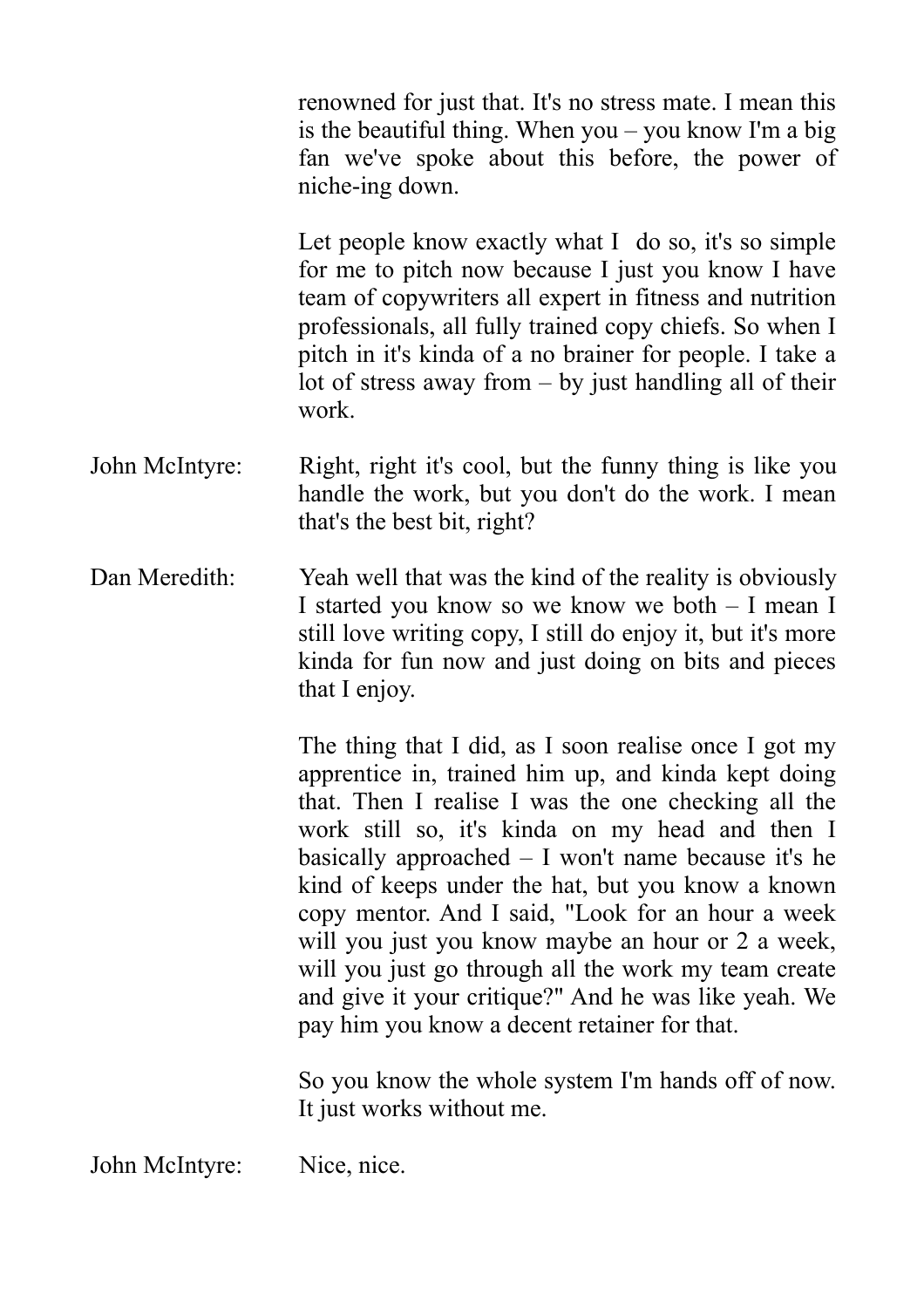renowned for just that. It's no stress mate. I mean this is the beautiful thing. When you – you know I'm a big fan we've spoke about this before, the power of niche-ing down.

Let people know exactly what I do so, it's so simple for me to pitch now because I just you know I have team of copywriters all expert in fitness and nutrition professionals, all fully trained copy chiefs. So when I pitch in it's kinda of a no brainer for people. I take a lot of stress away from – by just handling all of their work.

**John McIntyre:** Right, right it's cool, but the funny thing is like you handle the work, but you don't do the work. I mean that's the best bit, right?

**Dan Meredith:** Yeah well that was the kind of the reality is obviously I started you know so we know we both – I mean I still love writing copy, I still do enjoy it, but it's more kinda for fun now and just doing on bits and pieces that I enjoy.

The thing that I did, as I soon realise once I got my apprentice in, trained him up, and kinda kept doing that. Then I realise I was the one checking all the work still so, it's kinda on my head and then I basically approached – I won't name because it's he kind of keeps under the hat, but you know a known copy mentor. And I said, "Look for an hour a week will you just you know maybe an hour or 2 a week, will you just go through all the work my team create and give it your critique?" And he was like yeah. We pay him you know a decent retainer for that.

So you know the whole system I'm hands off of now. It just works without me.

**John McIntyre:** Nice, nice.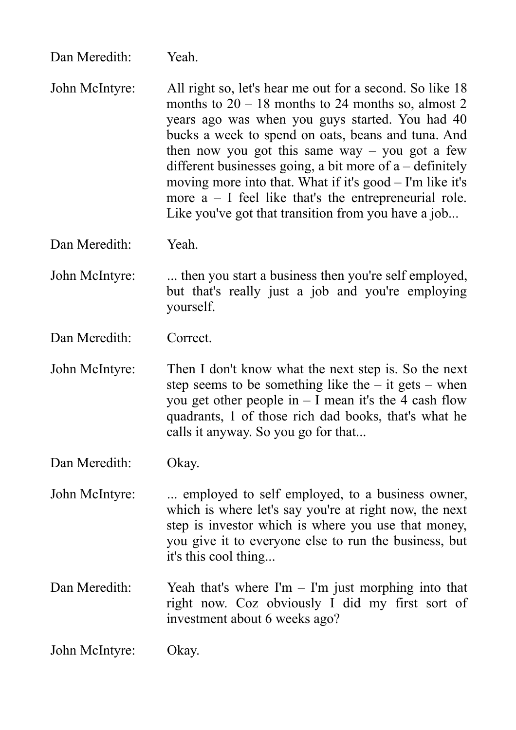Dan Meredith: Yeah.

John McIntyre: All right so, let's hear me out for a second. So like 18 months to 20 – 18 months to 24 months so, almost 2 years ago was when you guys started. You had 40 bucks a week to spend on oats, beans and tuna. And then now you got this same way – you got a few different businesses going, a bit more of a – definitely moving more into that. What if it's good – I'm like it's more a – I feel like that's the entrepreneurial role. Like you've got that transition from you have a job...

Dan Meredith: Yeah.

John McIntyre: ... then you start a business then you're self employed, but that's really just a job and you're employing yourself.

Dan Meredith: Correct.

John McIntyre: Then I don't know what the next step is. So the next step seems to be something like the – it gets – when you get other people in – I mean it's the 4 cash flow quadrants, 1 of those rich dad books, that's what he calls it anyway. So you go for that...

Dan Meredith: Okay.

John McIntyre: ... employed to self employed, to a business owner, which is where let's say you're at right now, the next step is investor which is where you use that money, you give it to everyone else to run the business, but it's this cool thing...

Dan Meredith: Yeah that's where I'm – I'm just morphing into that right now. Coz obviously I did my first sort of investment about 6 weeks ago?

John McIntyre: Okay.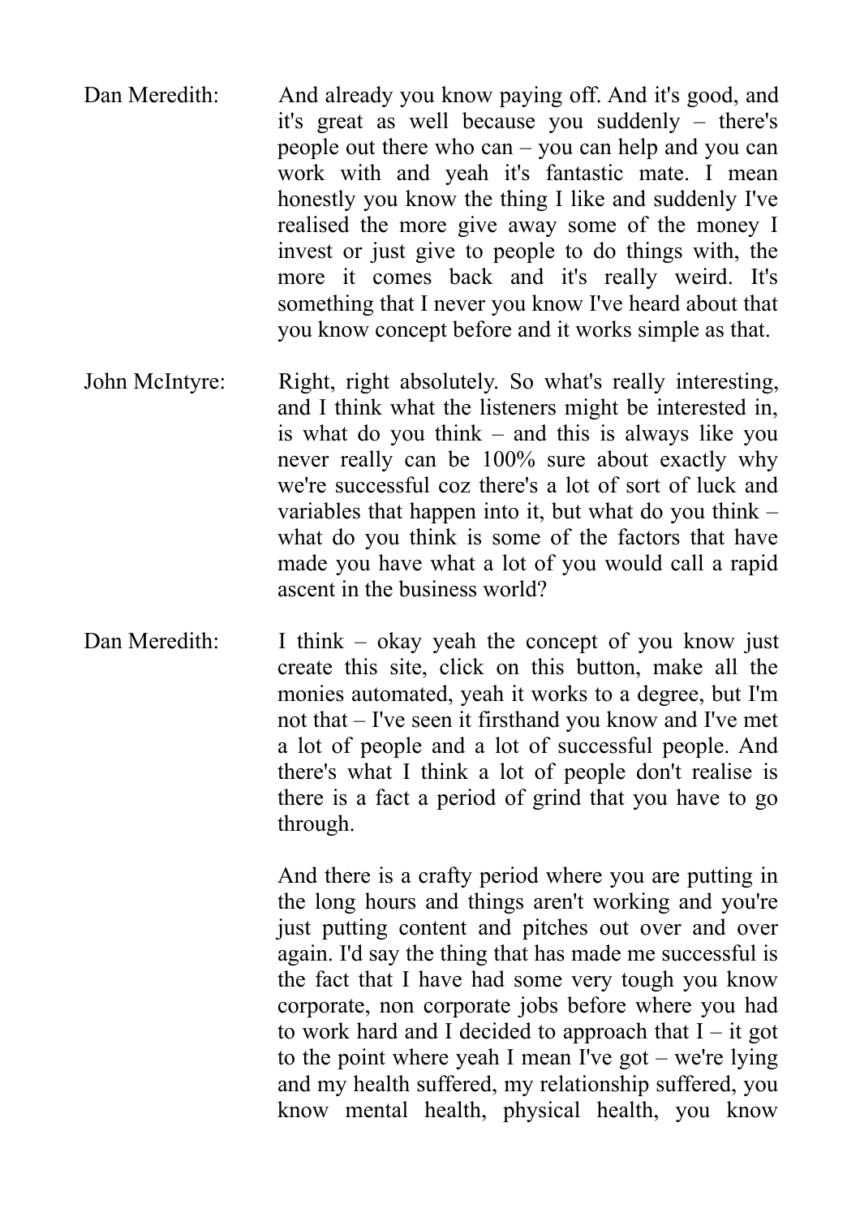Dan Meredith: And already you know paying off. And it's good, and it's great as well because you suddenly – there's people out there who can – you can help and you can work with and yeah it's fantastic mate. I mean honestly you know the thing I like and suddenly I've realised the more give away some of the money I invest or just give to people to do things with, the more it comes back and it's really weird. It's something that I never you know I've heard about that you know concept before and it works simple as that.

John McIntyre: Right, right absolutely. So what's really interesting, and I think what the listeners might be interested in, is what do you think – and this is always like you never really can be 100% sure about exactly why we're successful coz there's a lot of sort of luck and variables that happen into it, but what do you think – what do you think is some of the factors that have made you have what a lot of you would call a rapid ascent in the business world?

Dan Meredith: I think – okay yeah the concept of you know just create this site, click on this button, make all the monies automated, yeah it works to a degree, but I'm not that – I've seen it firsthand you know and I've met a lot of people and a lot of successful people. And there's what I think a lot of people don't realise is there is a fact a period of grind that you have to go through.

And there is a crafty period where you are putting in the long hours and things aren't working and you're just putting content and pitches out over and over again. I'd say the thing that has made me successful is the fact that I have had some very tough you know corporate, non corporate jobs before where you had to work hard and I decided to approach that I – it got to the point where yeah I mean I've got – we're lying and my health suffered, my relationship suffered, you know mental health, physical health, you know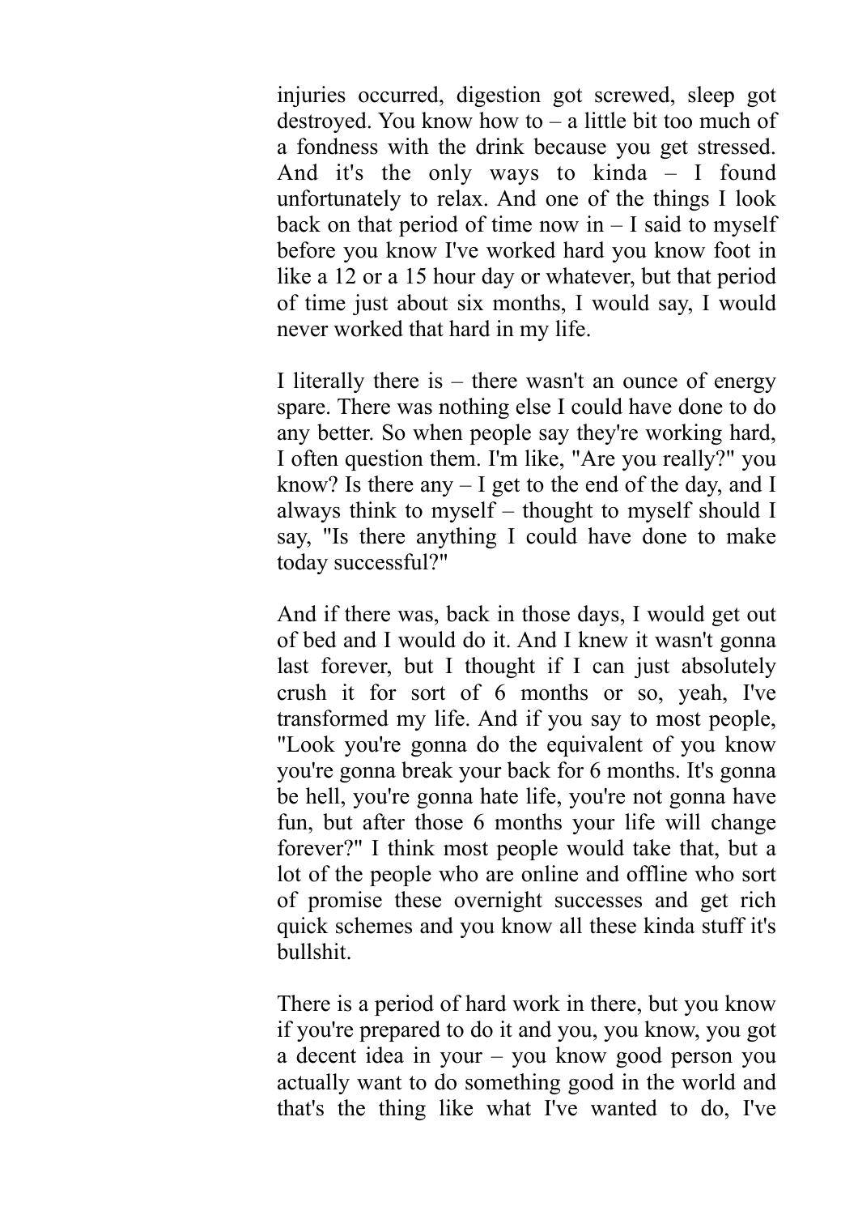injuries occurred, digestion got screwed, sleep got destroyed. You know how to – a little bit too much of a fondness with the drink because you get stressed. And it's the only ways to kinda – I found unfortunately to relax. And one of the things I look back on that period of time now in – I said to myself before you know I've worked hard you know foot in like a 12 or a 15 hour day or whatever, but that period of time just about six months, I would say, I would never worked that hard in my life.

I literally there is – there wasn't an ounce of energy spare. There was nothing else I could have done to do any better. So when people say they're working hard, I often question them. I'm like, "Are you really?" you know? Is there any – I get to the end of the day, and I always think to myself – thought to myself should I say, "Is there anything I could have done to make today successful?"

And if there was, back in those days, I would get out of bed and I would do it. And I knew it wasn't gonna last forever, but I thought if I can just absolutely crush it for sort of 6 months or so, yeah, I've transformed my life. And if you say to most people, "Look you're gonna do the equivalent of you know you're gonna break your back for 6 months. It's gonna be hell, you're gonna hate life, you're not gonna have fun, but after those 6 months your life will change forever?" I think most people would take that, but a lot of the people who are online and offline who sort of promise these overnight successes and get rich quick schemes and you know all these kinda stuff it's bullshit.

There is a period of hard work in there, but you know if you're prepared to do it and you, you know, you got a decent idea in your – you know good person you actually want to do something good in the world and that's the thing like what I've wanted to do, I've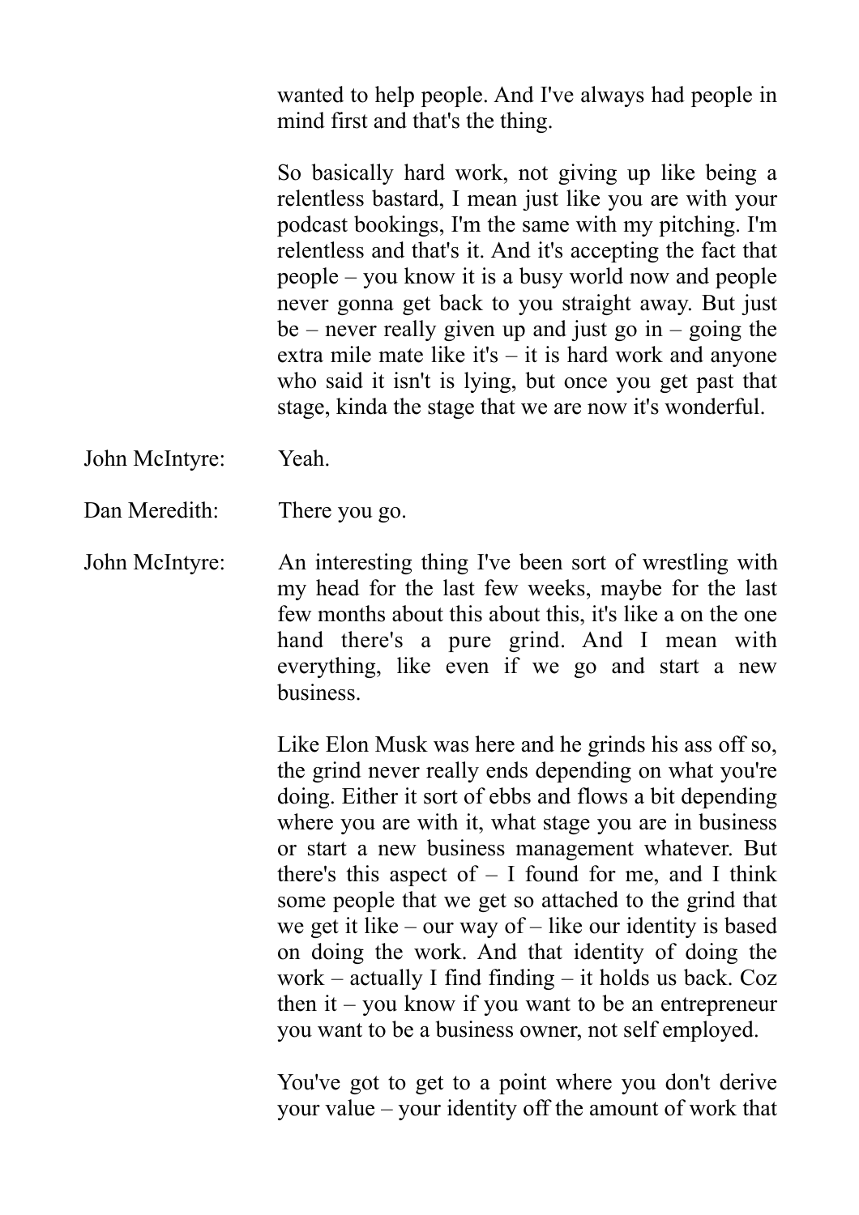wanted to help people. And I've always had people in mind first and that's the thing.

So basically hard work, not giving up like being a relentless bastard, I mean just like you are with your podcast bookings, I'm the same with my pitching. I'm relentless and that's it. And it's accepting the fact that people – you know it is a busy world now and people never gonna get back to you straight away. But just be – never really given up and just go in – going the extra mile mate like it's – it is hard work and anyone who said it isn't is lying, but once you get past that stage, kinda the stage that we are now it's wonderful.

John McIntyre: Yeah.

Dan Meredith: There you go.

John McIntyre: An interesting thing I've been sort of wrestling with my head for the last few weeks, maybe for the last few months about this about this, it's like a on the one hand there's a pure grind. And I mean with everything, like even if we go and start a new business.

Like Elon Musk was here and he grinds his ass off so, the grind never really ends depending on what you're doing. Either it sort of ebbs and flows a bit depending where you are with it, what stage you are in business or start a new business management whatever. But there's this aspect of – I found for me, and I think some people that we get so attached to the grind that we get it like – our way of – like our identity is based on doing the work. And that identity of doing the work – actually I find finding – it holds us back. Coz then it – you know if you want to be an entrepreneur you want to be a business owner, not self employed.

You've got to get to a point where you don't derive your value – your identity off the amount of work that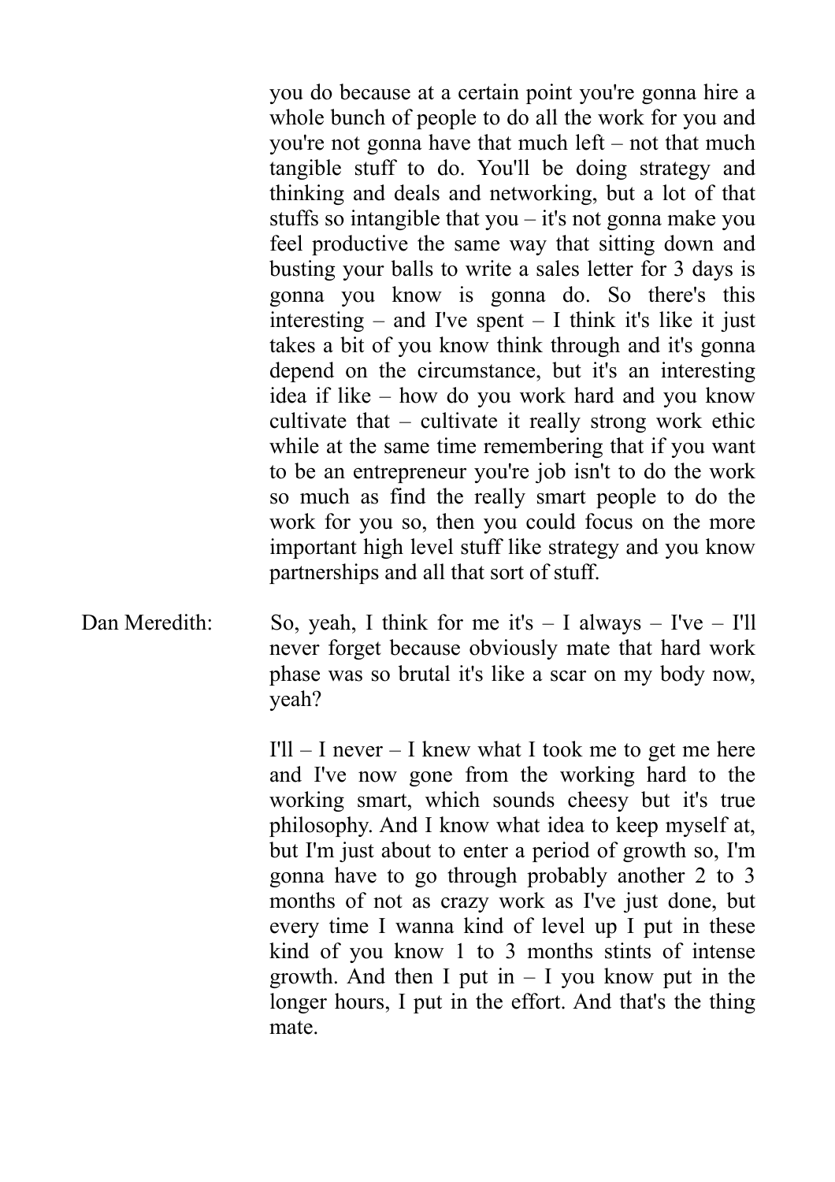you do because at a certain point you're gonna hire a whole bunch of people to do all the work for you and you're not gonna have that much left – not that much tangible stuff to do. You'll be doing strategy and thinking and deals and networking, but a lot of that stuffs so intangible that you – it's not gonna make you feel productive the same way that sitting down and busting your balls to write a sales letter for 3 days is gonna you know is gonna do. So there's this interesting – and I've spent – I think it's like it just takes a bit of you know think through and it's gonna depend on the circumstance, but it's an interesting idea if like – how do you work hard and you know cultivate that – cultivate it really strong work ethic while at the same time remembering that if you want to be an entrepreneur you're job isn't to do the work so much as find the really smart people to do the work for you so, then you could focus on the more important high level stuff like strategy and you know partnerships and all that sort of stuff.

Dan Meredith: So, yeah, I think for me it's – I always – I've – I'll never forget because obviously mate that hard work phase was so brutal it's like a scar on my body now, yeah?

I'll – I never – I knew what I took me to get me here and I've now gone from the working hard to the working smart, which sounds cheesy but it's true philosophy. And I know what idea to keep myself at, but I'm just about to enter a period of growth so, I'm gonna have to go through probably another 2 to 3 months of not as crazy work as I've just done, but every time I wanna kind of level up I put in these kind of you know 1 to 3 months stints of intense growth. And then I put in – I you know put in the longer hours, I put in the effort. And that's the thing mate.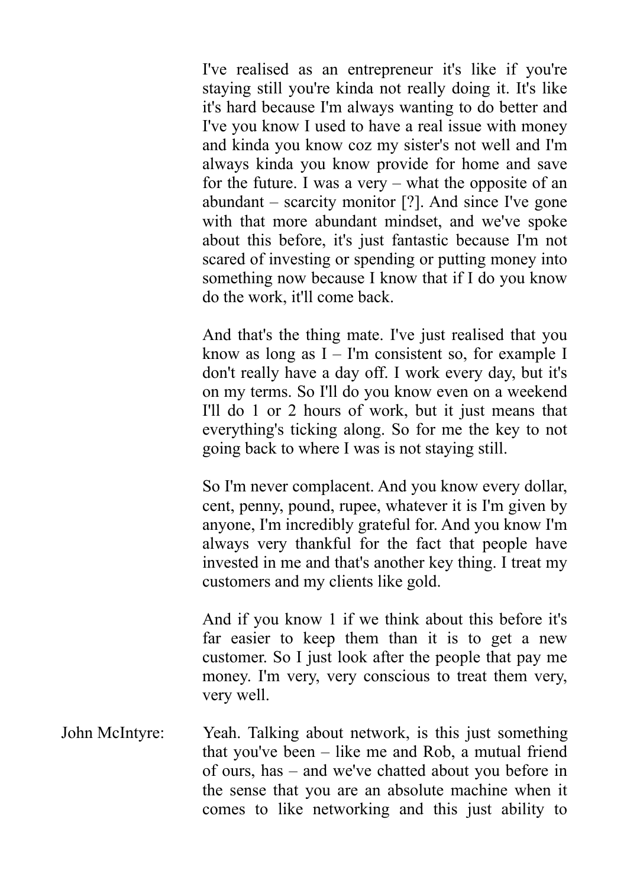I've realised as an entrepreneur it's like if you're staying still you're kinda not really doing it. It's like it's hard because I'm always wanting to do better and I've you know I used to have a real issue with money and kinda you know coz my sister's not well and I'm always kinda you know provide for home and save for the future. I was a very – what the opposite of an abundant – scarcity monitor [?]. And since I've gone with that more abundant mindset, and we've spoke about this before, it's just fantastic because I'm not scared of investing or spending or putting money into something now because I know that if I do you know do the work, it'll come back.

And that's the thing mate. I've just realised that you know as long as I – I'm consistent so, for example I don't really have a day off. I work every day, but it's on my terms. So I'll do you know even on a weekend I'll do 1 or 2 hours of work, but it just means that everything's ticking along. So for me the key to not going back to where I was is not staying still.

So I'm never complacent. And you know every dollar, cent, penny, pound, rupee, whatever it is I'm given by anyone, I'm incredibly grateful for. And you know I'm always very thankful for the fact that people have invested in me and that's another key thing. I treat my customers and my clients like gold.

And if you know 1 if we think about this before it's far easier to keep them than it is to get a new customer. So I just look after the people that pay me money. I'm very, very conscious to treat them very, very well.

John McIntyre: Yeah. Talking about network, is this just something that you've been – like me and Rob, a mutual friend of ours, has – and we've chatted about you before in the sense that you are an absolute machine when it comes to like networking and this just ability to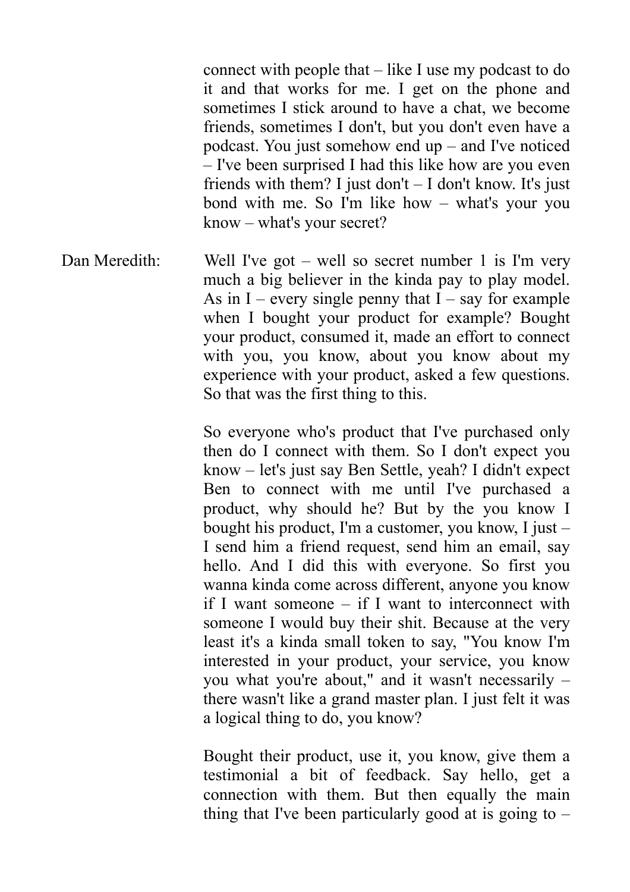connect with people that – like I use my podcast to do it and that works for me. I get on the phone and sometimes I stick around to have a chat, we become friends, sometimes I don't, but you don't even have a podcast. You just somehow end up – and I've noticed – I've been surprised I had this like how are you even friends with them? I just don't – I don't know. It's just bond with me. So I'm like how – what's your you know – what's your secret?

Dan Meredith: Well I've got – well so secret number 1 is I'm very much a big believer in the kinda pay to play model. As in I – every single penny that I – say for example when I bought your product for example? Bought your product, consumed it, made an effort to connect with you, you know, about you know about my experience with your product, asked a few questions. So that was the first thing to this.

So everyone who's product that I've purchased only then do I connect with them. So I don't expect you know – let's just say Ben Settle, yeah? I didn't expect Ben to connect with me until I've purchased a product, why should he? But by the you know I bought his product, I'm a customer, you know, I just – I send him a friend request, send him an email, say hello. And I did this with everyone. So first you wanna kinda come across different, anyone you know if I want someone – if I want to interconnect with someone I would buy their shit. Because at the very least it's a kinda small token to say, "You know I'm interested in your product, your service, you know you what you're about," and it wasn't necessarily – there wasn't like a grand master plan. I just felt it was a logical thing to do, you know?

Bought their product, use it, you know, give them a testimonial a bit of feedback. Say hello, get a connection with them. But then equally the main thing that I've been particularly good at is going to –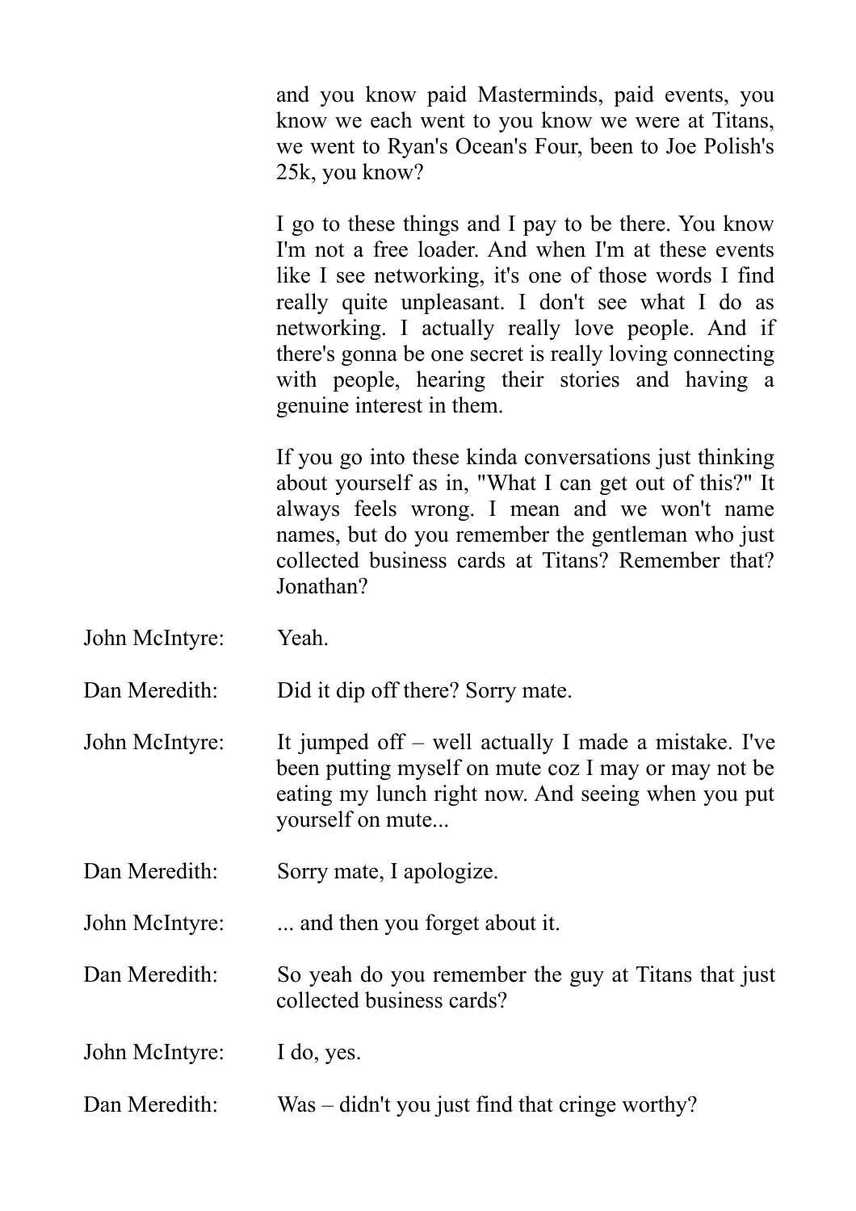and you know paid Masterminds, paid events, you know we each went to you know we were at Titans, we went to Ryan's Ocean's Four, been to Joe Polish's 25k, you know?

I go to these things and I pay to be there. You know I'm not a free loader. And when I'm at these events like I see networking, it's one of those words I find really quite unpleasant. I don't see what I do as networking. I actually really love people. And if there's gonna be one secret is really loving connecting with people, hearing their stories and having a genuine interest in them.

If you go into these kinda conversations just thinking about yourself as in, "What I can get out of this?" It always feels wrong. I mean and we won't name names, but do you remember the gentleman who just collected business cards at Titans? Remember that? Jonathan?

John McIntyre: Yeah.

Dan Meredith: Did it dip off there? Sorry mate.

John McIntyre: It jumped off – well actually I made a mistake. I've been putting myself on mute coz I may or may not be eating my lunch right now. And seeing when you put yourself on mute...

Dan Meredith: Sorry mate, I apologize.

John McIntyre: ... and then you forget about it.

Dan Meredith: So yeah do you remember the guy at Titans that just collected business cards?

John McIntyre: I do, yes.

Dan Meredith: Was – didn't you just find that cringe worthy?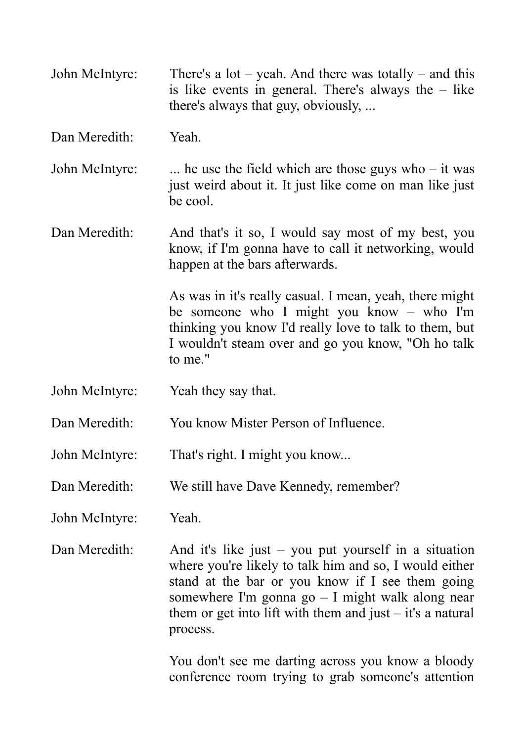John McIntyre: There's a lot – yeah. And there was totally – and this is like events in general. There's always the – like there's always that guy, obviously, ...

Dan Meredith: Yeah.

John McIntyre: ... he use the field which are those guys who – it was just weird about it. It just like come on man like just be cool.

Dan Meredith: And that's it so, I would say most of my best, you know, if I'm gonna have to call it networking, would happen at the bars afterwards.

As was in it's really casual. I mean, yeah, there might be someone who I might you know – who I'm thinking you know I'd really love to talk to them, but I wouldn't steam over and go you know, "Oh ho talk to me."

John McIntyre: Yeah they say that.

Dan Meredith: You know Mister Person of Influence.

John McIntyre: That's right. I might you know...

Dan Meredith: We still have Dave Kennedy, remember?

John McIntyre: Yeah.

Dan Meredith: And it's like just – you put yourself in a situation where you're likely to talk him and so, I would either stand at the bar or you know if I see them going somewhere I'm gonna go – I might walk along near them or get into lift with them and just – it's a natural process.

You don't see me darting across you know a bloody conference room trying to grab someone's attention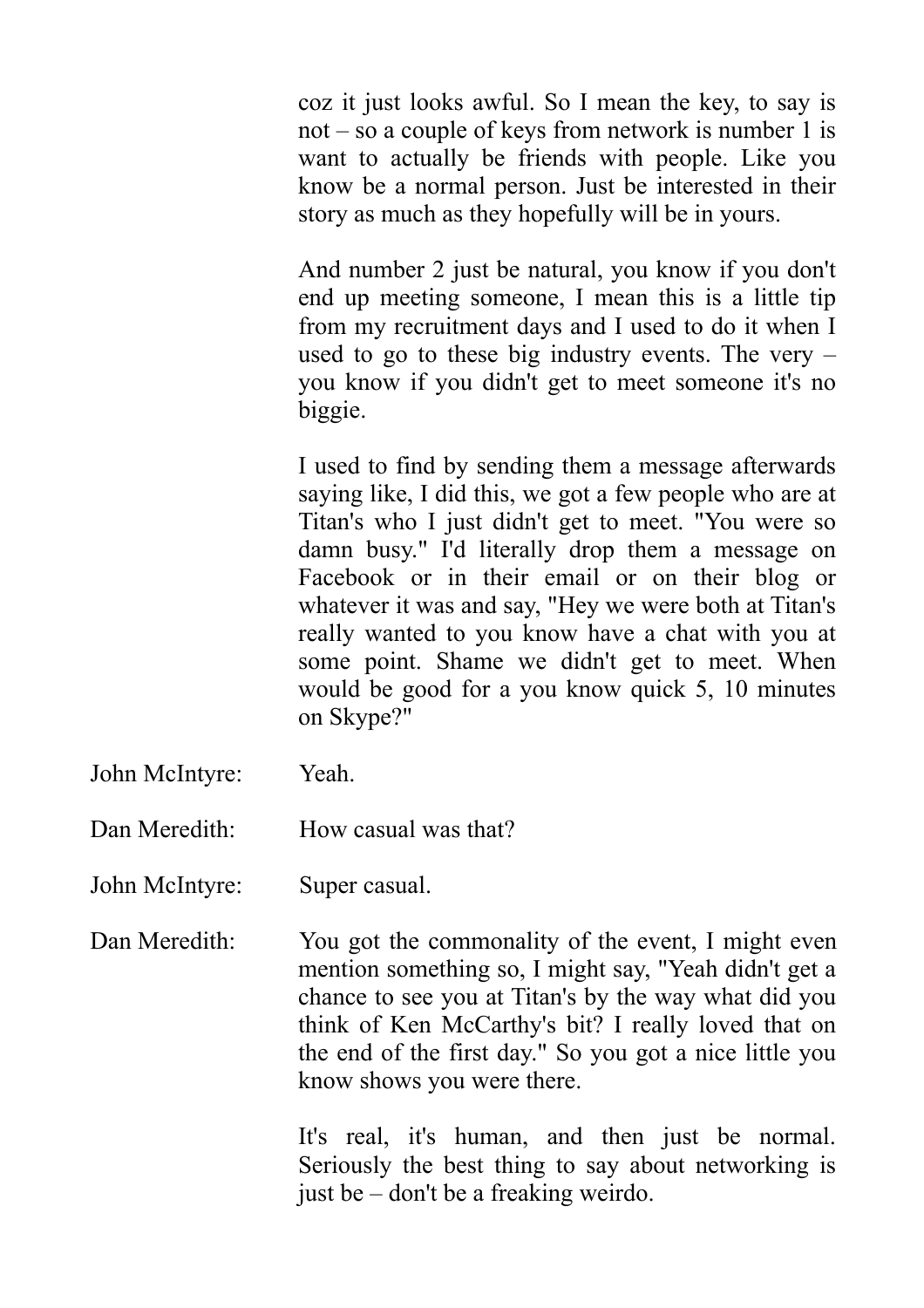coz it just looks awful. So I mean the key, to say is not – so a couple of keys from network is number 1 is want to actually be friends with people. Like you know be a normal person. Just be interested in their story as much as they hopefully will be in yours.

And number 2 just be natural, you know if you don't end up meeting someone, I mean this is a little tip from my recruitment days and I used to do it when I used to go to these big industry events. The very – you know if you didn't get to meet someone it's no biggie.

I used to find by sending them a message afterwards saying like, I did this, we got a few people who are at Titan's who I just didn't get to meet. "You were so damn busy." I'd literally drop them a message on Facebook or in their email or on their blog or whatever it was and say, "Hey we were both at Titan's really wanted to you know have a chat with you at some point. Shame we didn't get to meet. When would be good for a you know quick 5, 10 minutes on Skype?"

John McIntyre: Yeah.

Dan Meredith: How casual was that?

John McIntyre: Super casual.

Dan Meredith: You got the commonality of the event, I might even mention something so, I might say, "Yeah didn't get a chance to see you at Titan's by the way what did you think of Ken McCarthy's bit? I really loved that on the end of the first day." So you got a nice little you know shows you were there.

It's real, it's human, and then just be normal. Seriously the best thing to say about networking is just be – don't be a freaking weirdo.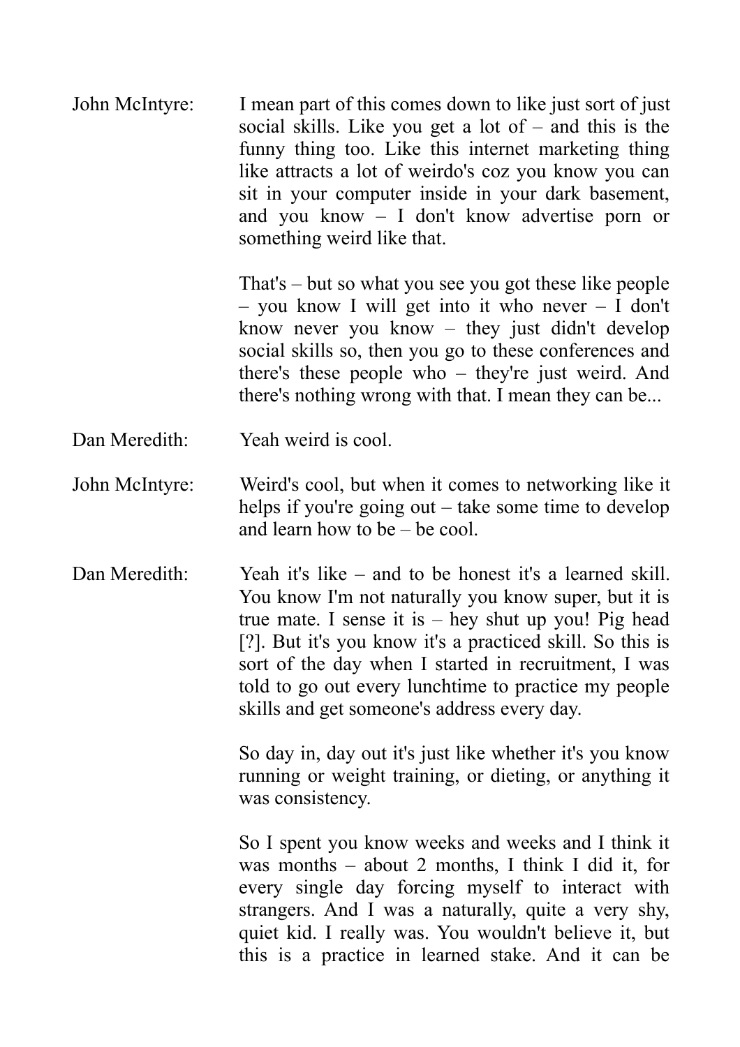John McIntyre: I mean part of this comes down to like just sort of just social skills. Like you get a lot of – and this is the funny thing too. Like this internet marketing thing like attracts a lot of weirdo's coz you know you can sit in your computer inside in your dark basement, and you know – I don't know advertise porn or something weird like that.

That's – but so what you see you got these like people – you know I will get into it who never – I don't know never you know – they just didn't develop social skills so, then you go to these conferences and there's these people who – they're just weird. And there's nothing wrong with that. I mean they can be...

Dan Meredith: Yeah weird is cool.

John McIntyre: Weird's cool, but when it comes to networking like it helps if you're going out – take some time to develop and learn how to be – be cool.

Dan Meredith: Yeah it's like – and to be honest it's a learned skill. You know I'm not naturally you know super, but it is true mate. I sense it is – hey shut up you! Pig head [?]. But it's you know it's a practiced skill. So this is sort of the day when I started in recruitment, I was told to go out every lunchtime to practice my people skills and get someone's address every day.

So day in, day out it's just like whether it's you know running or weight training, or dieting, or anything it was consistency.

So I spent you know weeks and weeks and I think it was months – about 2 months, I think I did it, for every single day forcing myself to interact with strangers. And I was a naturally, quite a very shy, quiet kid. I really was. You wouldn't believe it, but this is a practice in learned stake. And it can be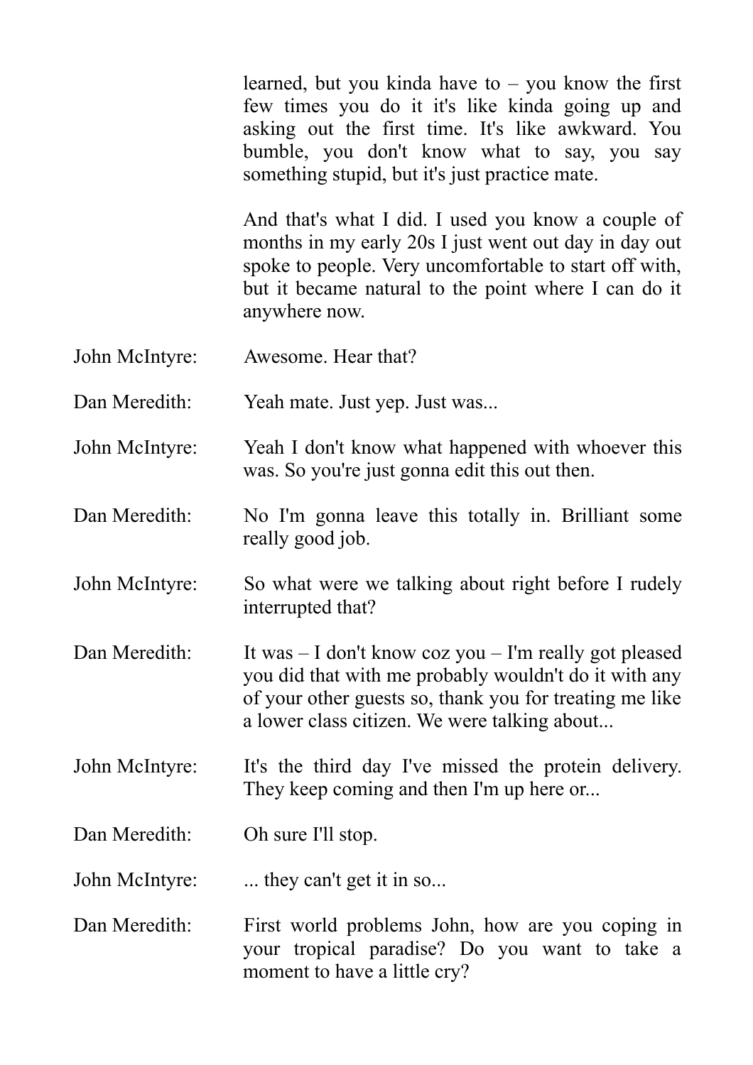learned, but you kinda have to – you know the first few times you do it it's like kinda going up and asking out the first time. It's like awkward. You bumble, you don't know what to say, you say something stupid, but it's just practice mate.

And that's what I did. I used you know a couple of months in my early 20s I just went out day in day out spoke to people. Very uncomfortable to start off with, but it became natural to the point where I can do it anywhere now.

John McIntyre: Awesome. Hear that?

Dan Meredith: Yeah mate. Just yep. Just was...

John McIntyre: Yeah I don't know what happened with whoever this was. So you're just gonna edit this out then.

Dan Meredith: No I'm gonna leave this totally in. Brilliant some really good job.

John McIntyre: So what were we talking about right before I rudely interrupted that?

Dan Meredith: It was – I don't know coz you – I'm really got pleased you did that with me probably wouldn't do it with any of your other guests so, thank you for treating me like a lower class citizen. We were talking about...

John McIntyre: It's the third day I've missed the protein delivery. They keep coming and then I'm up here or...

Dan Meredith: Oh sure I'll stop.

John McIntyre: ... they can't get it in so...

Dan Meredith: First world problems John, how are you coping in your tropical paradise? Do you want to take a moment to have a little cry?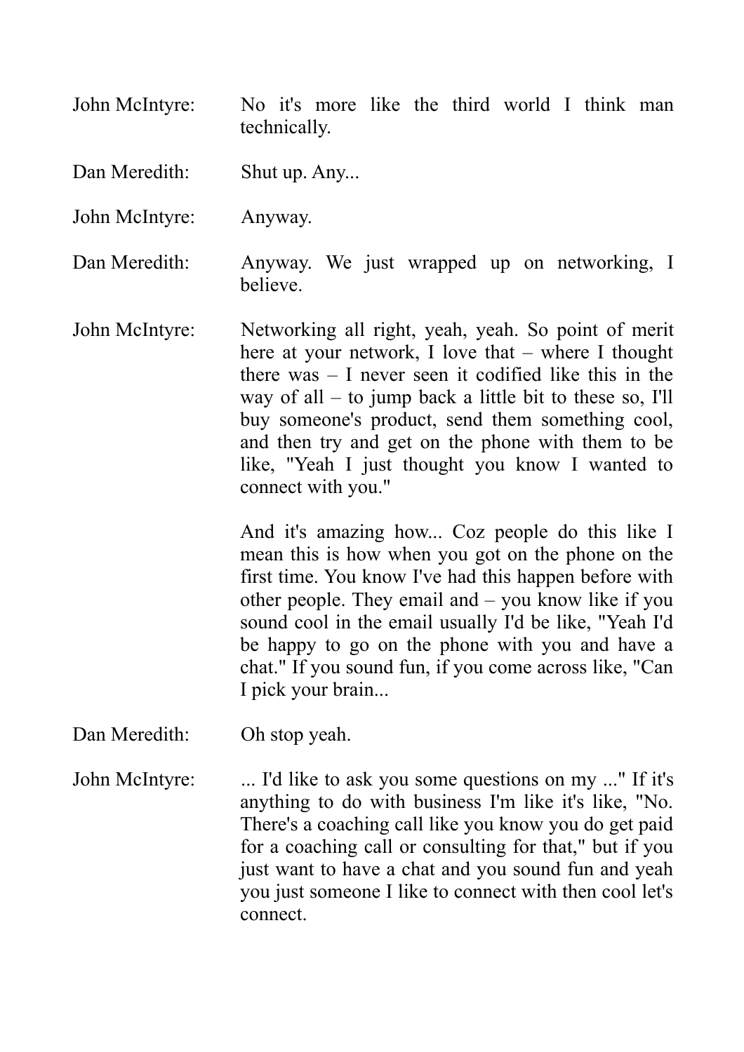John McIntyre: No it's more like the third world I think man technically.

Dan Meredith: Shut up. Any...

John McIntyre: Anyway.

Dan Meredith: Anyway. We just wrapped up on networking, I believe.

John McIntyre: Networking all right, yeah, yeah. So point of merit here at your network, I love that – where I thought there was – I never seen it codified like this in the way of all – to jump back a little bit to these so, I'll buy someone's product, send them something cool, and then try and get on the phone with them to be like, "Yeah I just thought you know I wanted to connect with you."

And it's amazing how... Coz people do this like I mean this is how when you got on the phone on the first time. You know I've had this happen before with other people. They email and – you know like if you sound cool in the email usually I'd be like, "Yeah I'd be happy to go on the phone with you and have a chat." If you sound fun, if you come across like, "Can I pick your brain...

Dan Meredith: Oh stop yeah.

John McIntyre: ... I'd like to ask you some questions on my ..." If it's anything to do with business I'm like it's like, "No. There's a coaching call like you know you do get paid for a coaching call or consulting for that," but if you just want to have a chat and you sound fun and yeah you just someone I like to connect with then cool let's connect.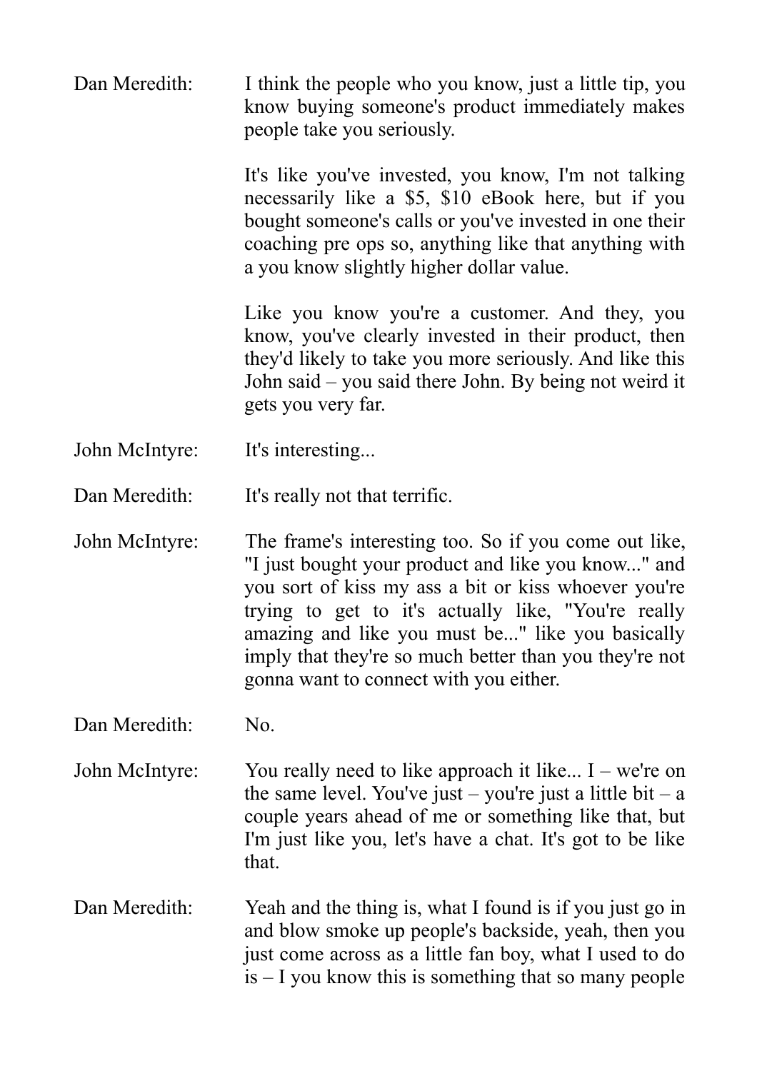**Dan Meredith:** I think the people who you know, just a little tip, you know buying someone's product immediately makes people take you seriously.

It's like you've invested, you know, I'm not talking necessarily like a $5, $10 eBook here, but if you bought someone's calls or you've invested in one their coaching pre ops so, anything like that anything with a you know slightly higher dollar value.

Like you know you're a customer. And they, you know, you've clearly invested in their product, then they'd likely to take you more seriously. And like this John said – you said there John. By being not weird it gets you very far.

**John McIntyre:** It's interesting...

**Dan Meredith:** It's really not that terrific.

**John McIntyre:** The frame's interesting too. So if you come out like, "I just bought your product and like you know..." and you sort of kiss my ass a bit or kiss whoever you're trying to get to it's actually like, "You're really amazing and like you must be..." like you basically imply that they're so much better than you they're not gonna want to connect with you either.

**Dan Meredith:** No.

**John McIntyre:** You really need to like approach it like... I – we're on the same level. You've just – you're just a little bit – a couple years ahead of me or something like that, but I'm just like you, let's have a chat. It's got to be like that.

**Dan Meredith:** Yeah and the thing is, what I found is if you just go in and blow smoke up people's backside, yeah, then you just come across as a little fan boy, what I used to do is – I you know this is something that so many people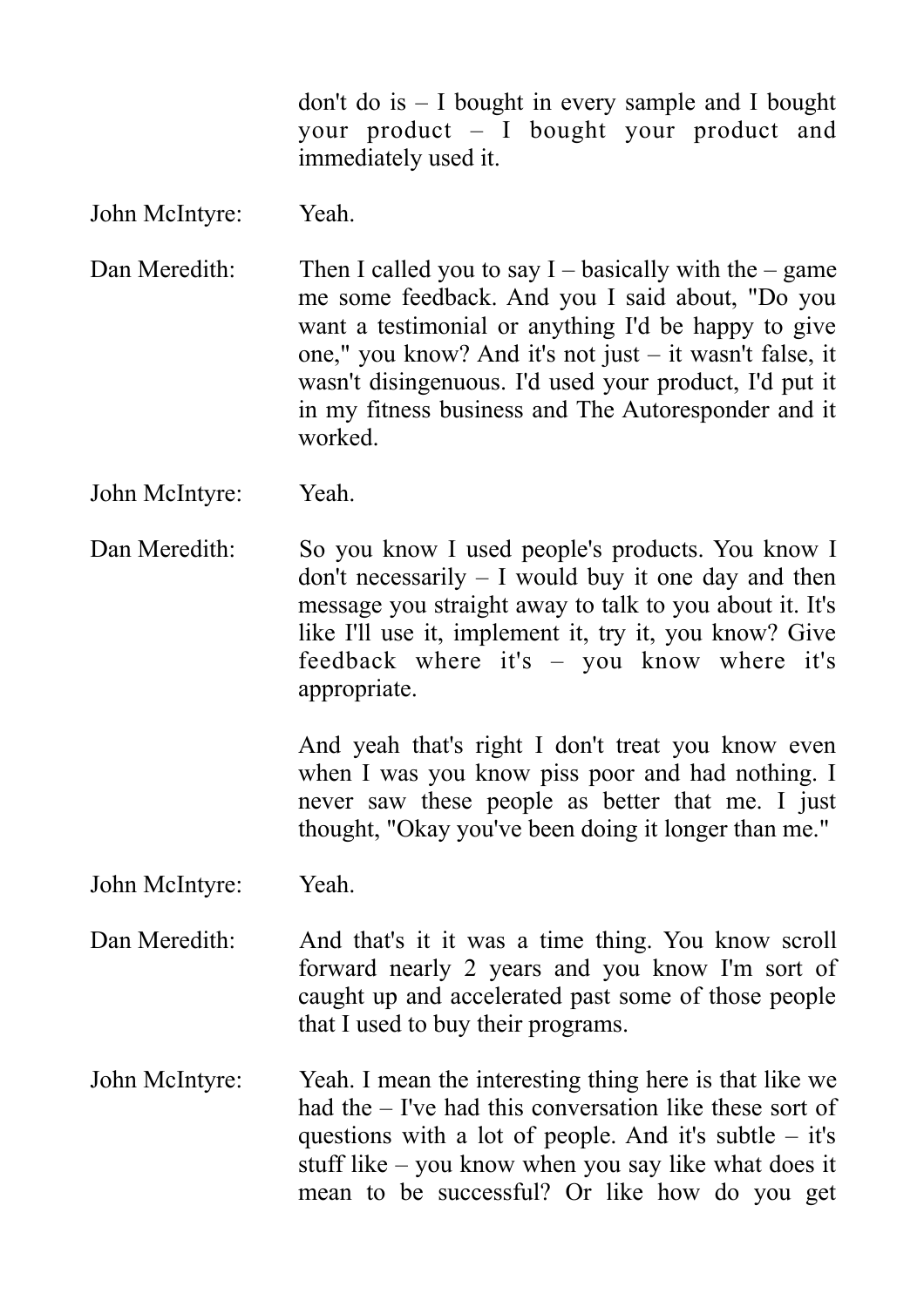don't do is – I bought in every sample and I bought your product – I bought your product and immediately used it.

John McIntyre: Yeah.

Dan Meredith: Then I called you to say I – basically with the – game me some feedback. And you I said about, "Do you want a testimonial or anything I'd be happy to give one," you know? And it's not just – it wasn't false, it wasn't disingenuous. I'd used your product, I'd put it in my fitness business and The Autoresponder and it worked.

John McIntyre: Yeah.

Dan Meredith: So you know I used people's products. You know I don't necessarily – I would buy it one day and then message you straight away to talk to you about it. It's like I'll use it, implement it, try it, you know? Give feedback where it's – you know where it's appropriate.

And yeah that's right I don't treat you know even when I was you know piss poor and had nothing. I never saw these people as better that me. I just thought, "Okay you've been doing it longer than me."

John McIntyre: Yeah.

Dan Meredith: And that's it it was a time thing. You know scroll forward nearly 2 years and you know I'm sort of caught up and accelerated past some of those people that I used to buy their programs.

John McIntyre: Yeah. I mean the interesting thing here is that like we had the – I've had this conversation like these sort of questions with a lot of people. And it's subtle – it's stuff like – you know when you say like what does it mean to be successful? Or like how do you get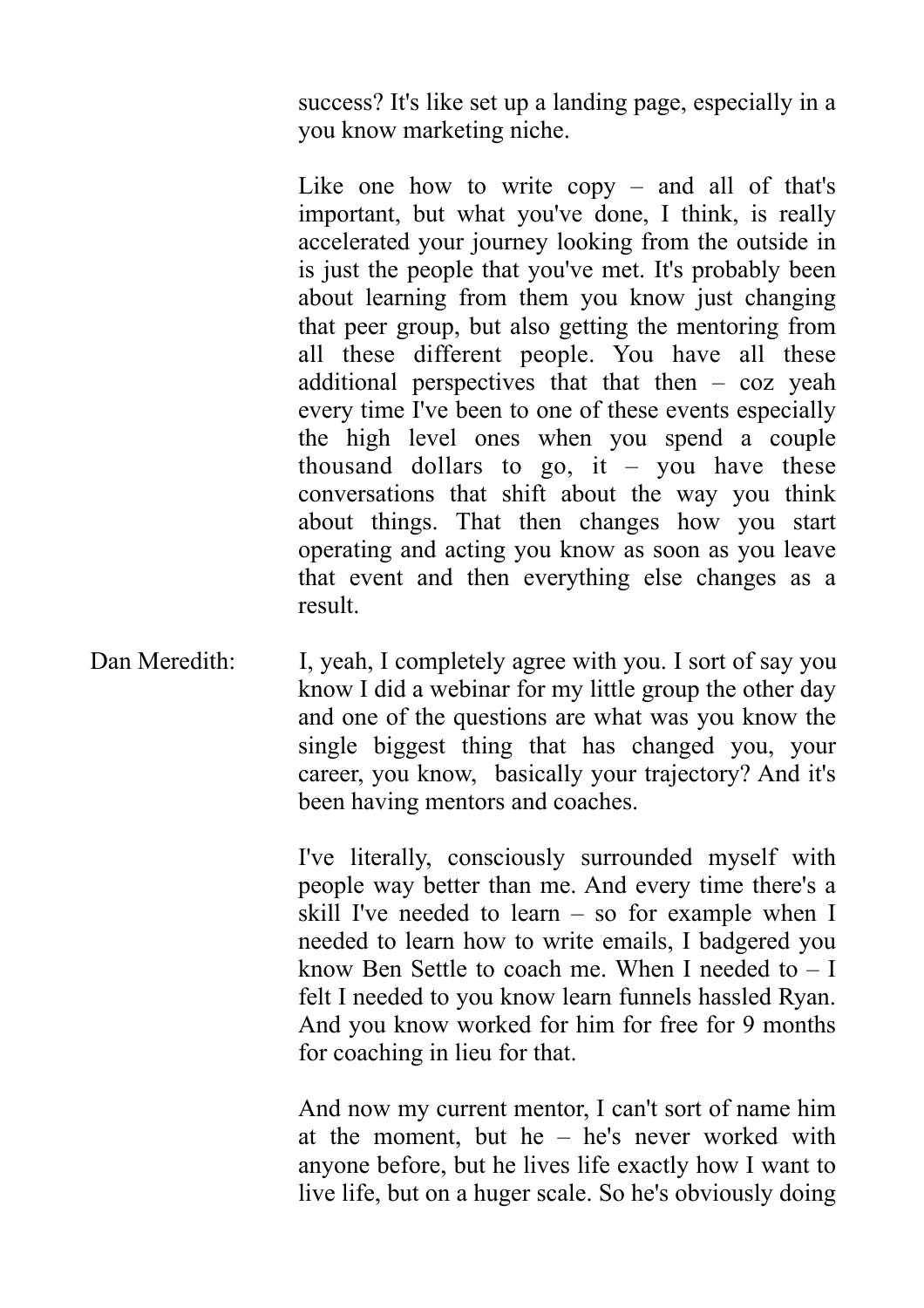success? It's like set up a landing page, especially in a you know marketing niche.

Like one how to write copy – and all of that's important, but what you've done, I think, is really accelerated your journey looking from the outside in is just the people that you've met. It's probably been about learning from them you know just changing that peer group, but also getting the mentoring from all these different people. You have all these additional perspectives that that then – coz yeah every time I've been to one of these events especially the high level ones when you spend a couple thousand dollars to go, it – you have these conversations that shift about the way you think about things. That then changes how you start operating and acting you know as soon as you leave that event and then everything else changes as a result.

**Dan Meredith:** I, yeah, I completely agree with you. I sort of say you know I did a webinar for my little group the other day and one of the questions are what was you know the single biggest thing that has changed you, your career, you know, basically your trajectory? And it's been having mentors and coaches.

I've literally, consciously surrounded myself with people way better than me. And every time there's a skill I've needed to learn – so for example when I needed to learn how to write emails, I badgered you know Ben Settle to coach me. When I needed to – I felt I needed to you know learn funnels hassled Ryan. And you know worked for him for free for 9 months for coaching in lieu for that.

And now my current mentor, I can't sort of name him at the moment, but he – he's never worked with anyone before, but he lives life exactly how I want to live life, but on a huger scale. So he's obviously doing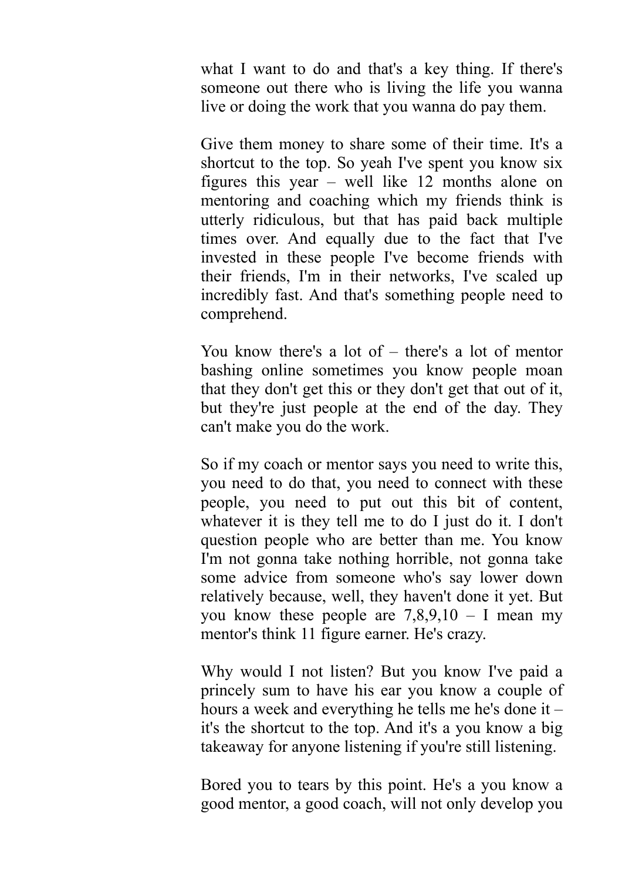what I want to do and that's a key thing. If there's someone out there who is living the life you wanna live or doing the work that you wanna do pay them.

Give them money to share some of their time. It's a shortcut to the top. So yeah I've spent you know six figures this year – well like 12 months alone on mentoring and coaching which my friends think is utterly ridiculous, but that has paid back multiple times over. And equally due to the fact that I've invested in these people I've become friends with their friends, I'm in their networks, I've scaled up incredibly fast. And that's something people need to comprehend.

You know there's a lot of – there's a lot of mentor bashing online sometimes you know people moan that they don't get this or they don't get that out of it, but they're just people at the end of the day. They can't make you do the work.

So if my coach or mentor says you need to write this, you need to do that, you need to connect with these people, you need to put out this bit of content, whatever it is they tell me to do I just do it. I don't question people who are better than me. You know I'm not gonna take nothing horrible, not gonna take some advice from someone who's say lower down relatively because, well, they haven't done it yet. But you know these people are 7,8,9,10 – I mean my mentor's think 11 figure earner. He's crazy.

Why would I not listen? But you know I've paid a princely sum to have his ear you know a couple of hours a week and everything he tells me he's done it – it's the shortcut to the top. And it's a you know a big takeaway for anyone listening if you're still listening.

Bored you to tears by this point. He's a you know a good mentor, a good coach, will not only develop you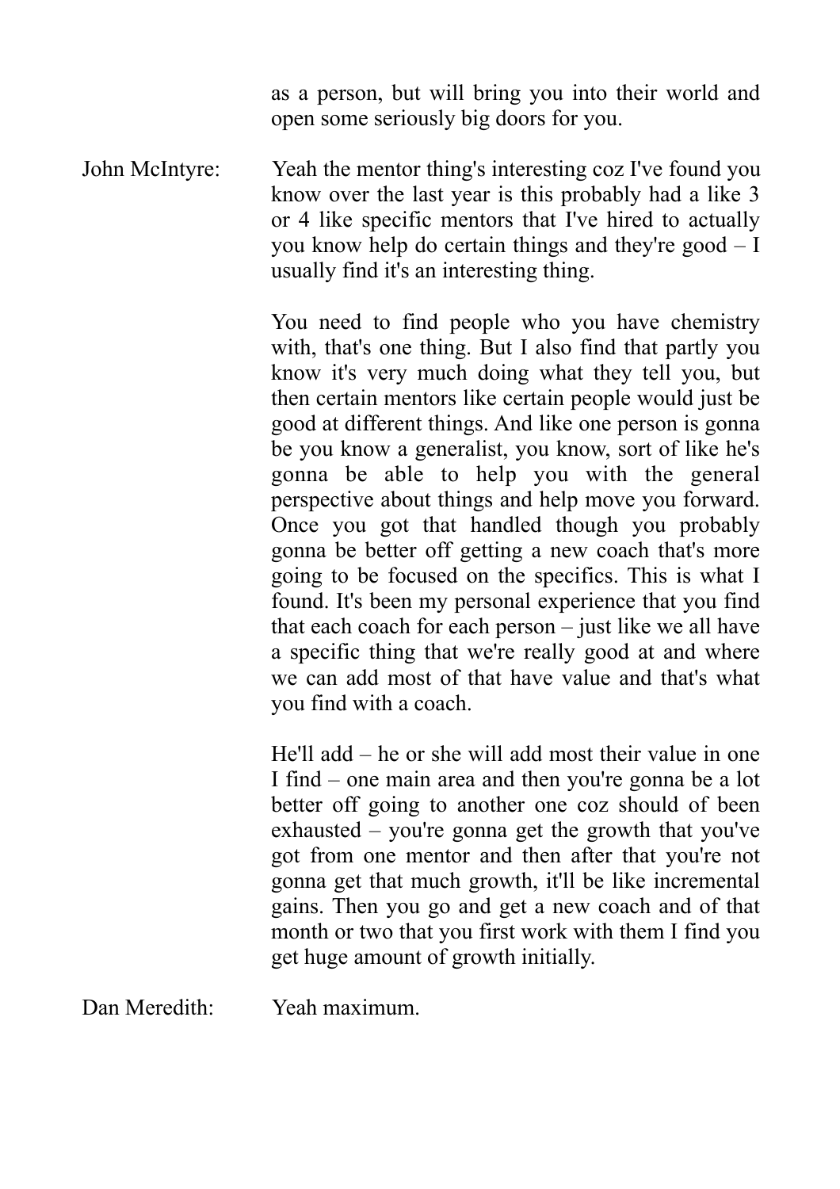as a person, but will bring you into their world and open some seriously big doors for you.

John McIntyre: Yeah the mentor thing's interesting coz I've found you know over the last year is this probably had a like 3 or 4 like specific mentors that I've hired to actually you know help do certain things and they're good – I usually find it's an interesting thing.

You need to find people who you have chemistry with, that's one thing. But I also find that partly you know it's very much doing what they tell you, but then certain mentors like certain people would just be good at different things. And like one person is gonna be you know a generalist, you know, sort of like he's gonna be able to help you with the general perspective about things and help move you forward. Once you got that handled though you probably gonna be better off getting a new coach that's more going to be focused on the specifics. This is what I found. It's been my personal experience that you find that each coach for each person – just like we all have a specific thing that we're really good at and where we can add most of that have value and that's what you find with a coach.

He'll add – he or she will add most their value in one I find – one main area and then you're gonna be a lot better off going to another one coz should of been exhausted – you're gonna get the growth that you've got from one mentor and then after that you're not gonna get that much growth, it'll be like incremental gains. Then you go and get a new coach and of that month or two that you first work with them I find you get huge amount of growth initially.

Dan Meredith: Yeah maximum.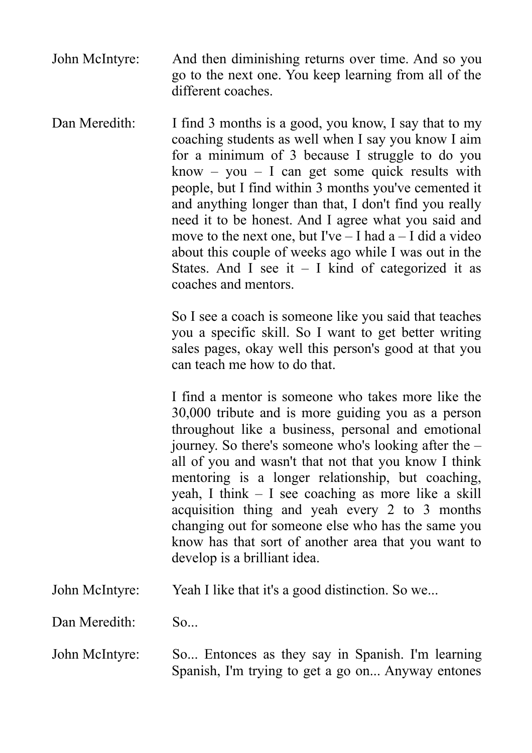John McIntyre: And then diminishing returns over time. And so you go to the next one. You keep learning from all of the different coaches.

Dan Meredith: I find 3 months is a good, you know, I say that to my coaching students as well when I say you know I aim for a minimum of 3 because I struggle to do you know – you – I can get some quick results with people, but I find within 3 months you've cemented it and anything longer than that, I don't find you really need it to be honest. And I agree what you said and move to the next one, but I've – I had a – I did a video about this couple of weeks ago while I was out in the States. And I see it – I kind of categorized it as coaches and mentors.

So I see a coach is someone like you said that teaches you a specific skill. So I want to get better writing sales pages, okay well this person's good at that you can teach me how to do that.

I find a mentor is someone who takes more like the 30,000 tribute and is more guiding you as a person throughout like a business, personal and emotional journey. So there's someone who's looking after the – all of you and wasn't that not that you know I think mentoring is a longer relationship, but coaching, yeah, I think – I see coaching as more like a skill acquisition thing and yeah every 2 to 3 months changing out for someone else who has the same you know has that sort of another area that you want to develop is a brilliant idea.

John McIntyre: Yeah I like that it's a good distinction. So we...

Dan Meredith: So...

John McIntyre: So... Entonces as they say in Spanish. I'm learning Spanish, I'm trying to get a go on... Anyway entones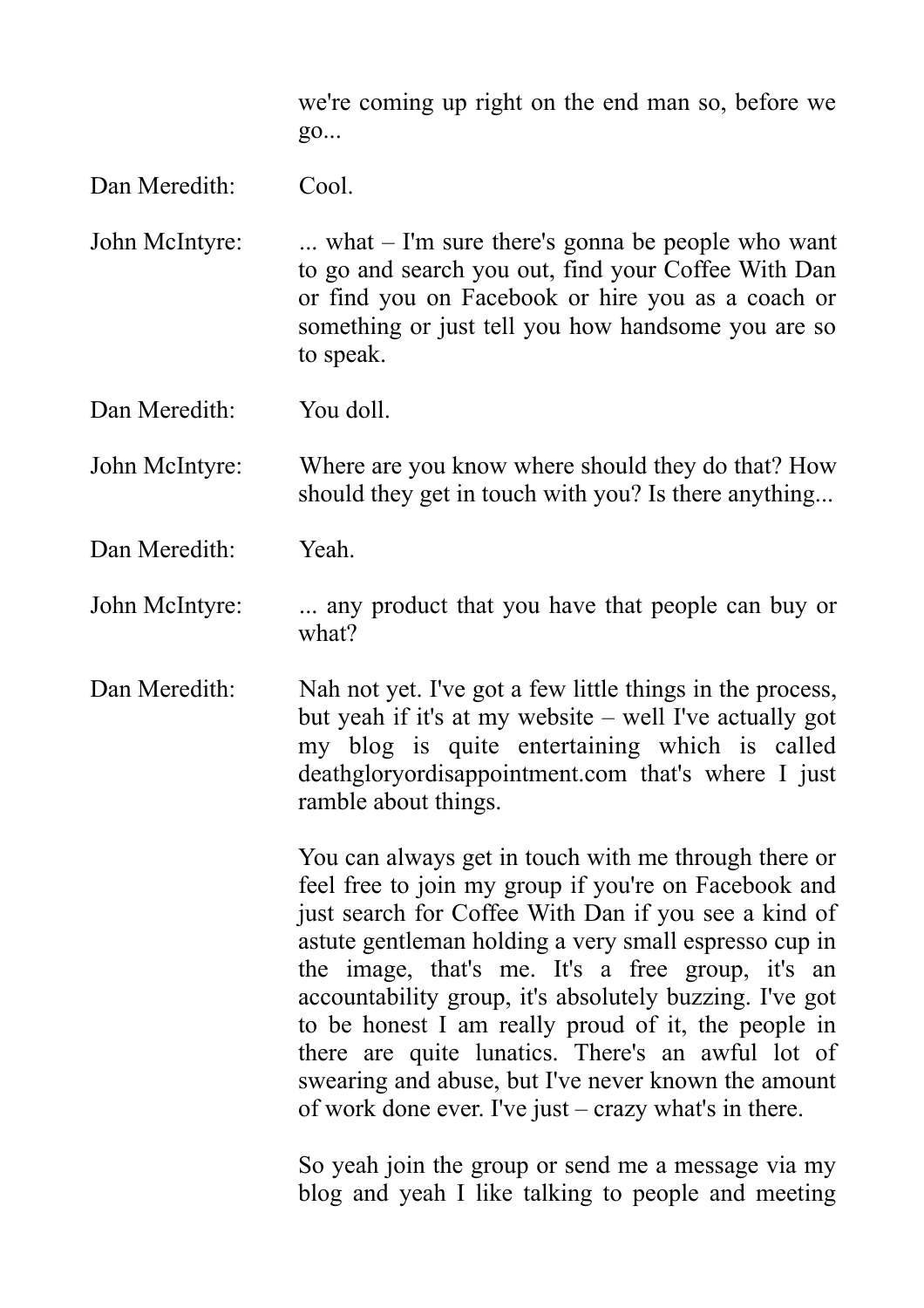we're coming up right on the end man so, before we go...

Dan Meredith: Cool.

John McIntyre: ... what – I'm sure there's gonna be people who want to go and search you out, find your Coffee With Dan or find you on Facebook or hire you as a coach or something or just tell you how handsome you are so to speak.

Dan Meredith: You doll.

John McIntyre: Where are you know where should they do that? How should they get in touch with you? Is there anything...

Dan Meredith: Yeah.

John McIntyre: ... any product that you have that people can buy or what?

Dan Meredith: Nah not yet. I've got a few little things in the process, but yeah if it's at my website – well I've actually got my blog is quite entertaining which is called deathgloryordisappointment.com that's where I just ramble about things.

You can always get in touch with me through there or feel free to join my group if you're on Facebook and just search for Coffee With Dan if you see a kind of astute gentleman holding a very small espresso cup in the image, that's me. It's a free group, it's an accountability group, it's absolutely buzzing. I've got to be honest I am really proud of it, the people in there are quite lunatics. There's an awful lot of swearing and abuse, but I've never known the amount of work done ever. I've just – crazy what's in there.

So yeah join the group or send me a message via my blog and yeah I like talking to people and meeting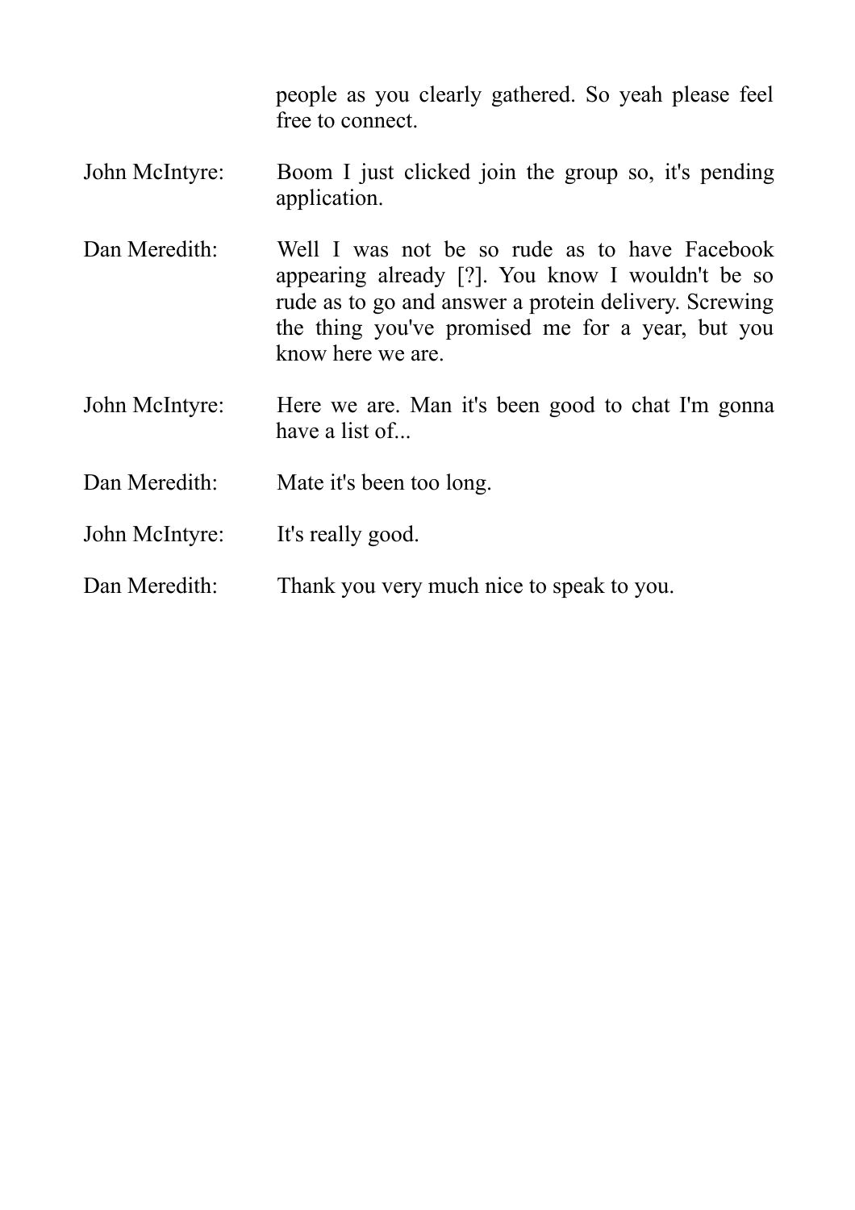people as you clearly gathered. So yeah please feel free to connect.

John McIntyre: Boom I just clicked join the group so, it's pending application.

Dan Meredith: Well I was not be so rude as to have Facebook appearing already [?]. You know I wouldn't be so rude as to go and answer a protein delivery. Screwing the thing you've promised me for a year, but you know here we are.

John McIntyre: Here we are. Man it's been good to chat I'm gonna have a list of...

Dan Meredith: Mate it's been too long.

John McIntyre: It's really good.

Dan Meredith: Thank you very much nice to speak to you.